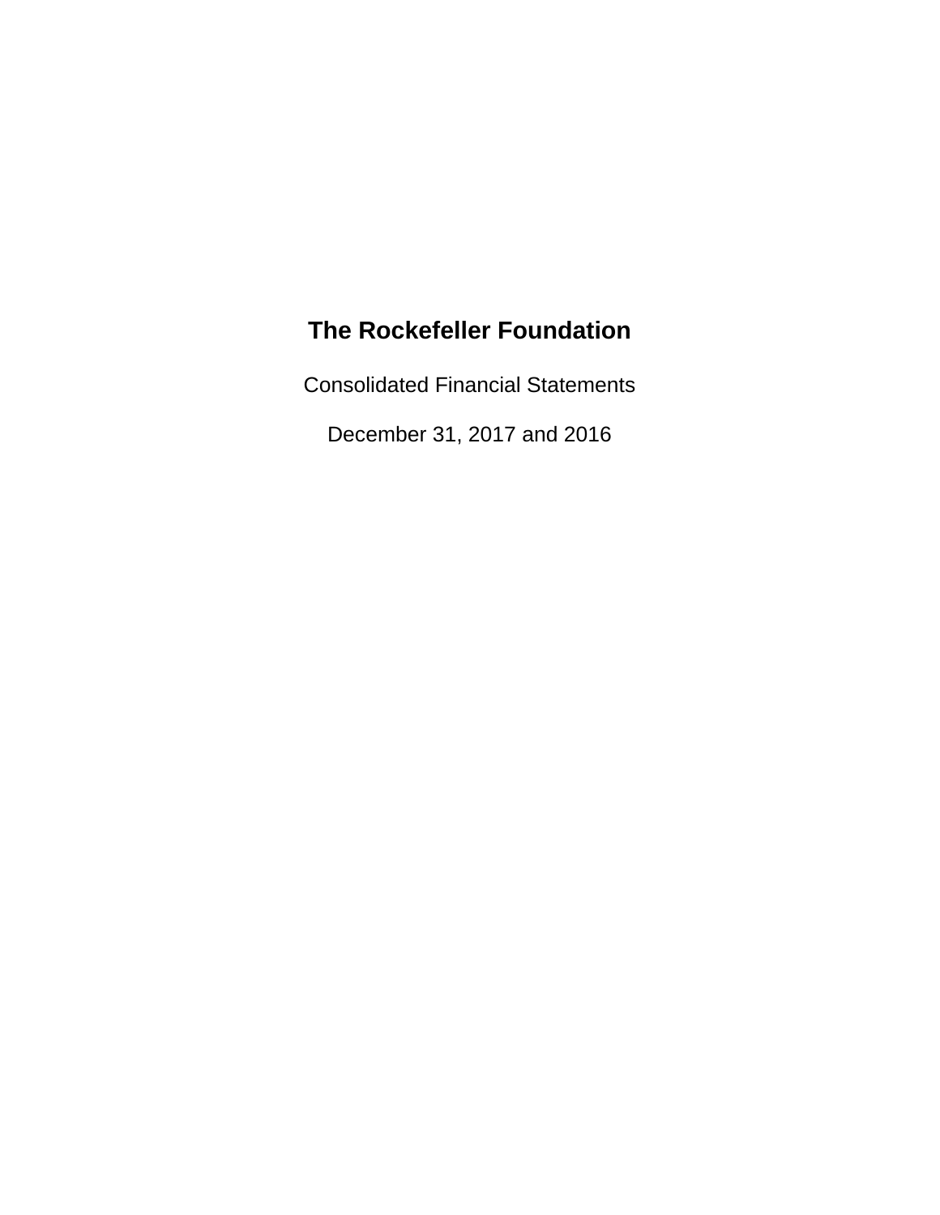# The Rockefeller Foundation

Consolidated Financial Statements

December 31, 2017 and 2016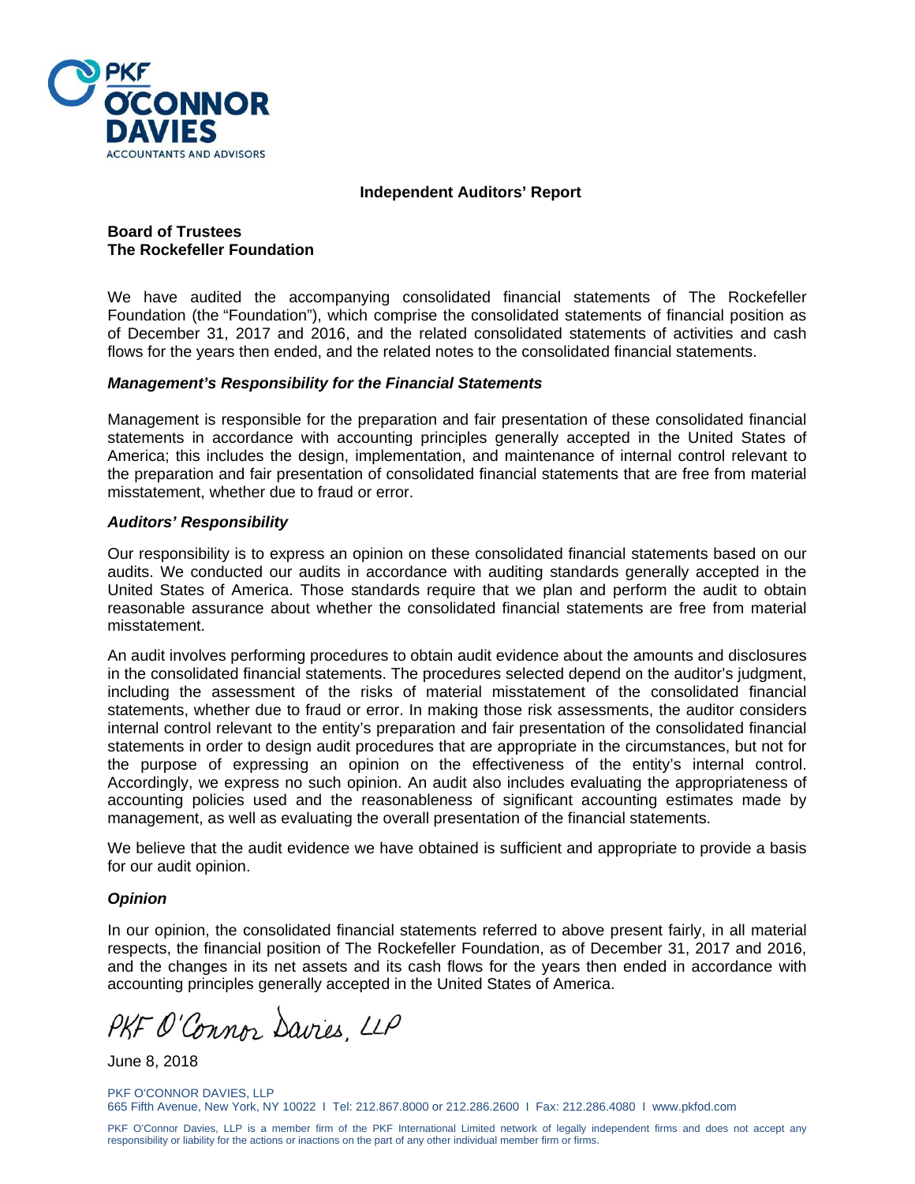PKF O'CONNOR DAVIES
ACCOUNTANTS AND ADVISORS

## Independent Auditors' Report

**Board of Trustees**
**The Rockefeller Foundation**

We have audited the accompanying consolidated financial statements of The Rockefeller Foundation (the "Foundation"), which comprise the consolidated statements of financial position as of December 31, 2017 and 2016, and the related consolidated statements of activities and cash flows for the years then ended, and the related notes to the consolidated financial statements.

### *Management's Responsibility for the Financial Statements*

Management is responsible for the preparation and fair presentation of these consolidated financial statements in accordance with accounting principles generally accepted in the United States of America; this includes the design, implementation, and maintenance of internal control relevant to the preparation and fair presentation of consolidated financial statements that are free from material misstatement, whether due to fraud or error.

### *Auditors' Responsibility*

Our responsibility is to express an opinion on these consolidated financial statements based on our audits. We conducted our audits in accordance with auditing standards generally accepted in the United States of America. Those standards require that we plan and perform the audit to obtain reasonable assurance about whether the consolidated financial statements are free from material misstatement.

An audit involves performing procedures to obtain audit evidence about the amounts and disclosures in the consolidated financial statements. The procedures selected depend on the auditor's judgment, including the assessment of the risks of material misstatement of the consolidated financial statements, whether due to fraud or error. In making those risk assessments, the auditor considers internal control relevant to the entity's preparation and fair presentation of the consolidated financial statements in order to design audit procedures that are appropriate in the circumstances, but not for the purpose of expressing an opinion on the effectiveness of the entity's internal control. Accordingly, we express no such opinion. An audit also includes evaluating the appropriateness of accounting policies used and the reasonableness of significant accounting estimates made by management, as well as evaluating the overall presentation of the financial statements.

We believe that the audit evidence we have obtained is sufficient and appropriate to provide a basis for our audit opinion.

### *Opinion*

In our opinion, the consolidated financial statements referred to above present fairly, in all material respects, the financial position of The Rockefeller Foundation, as of December 31, 2017 and 2016, and the changes in its net assets and its cash flows for the years then ended in accordance with accounting principles generally accepted in the United States of America.

PKF O'Connor Davies, LLP

June 8, 2018

PKF O'CONNOR DAVIES, LLP
665 Fifth Avenue, New York, NY 10022 I Tel: 212.867.8000 or 212.286.2600 I Fax: 212.286.4080 I www.pkfod.com

PKF O'Connor Davies, LLP is a member firm of the PKF International Limited network of legally independent firms and does not accept any responsibility or liability for the actions or inactions on the part of any other individual member firm or firms.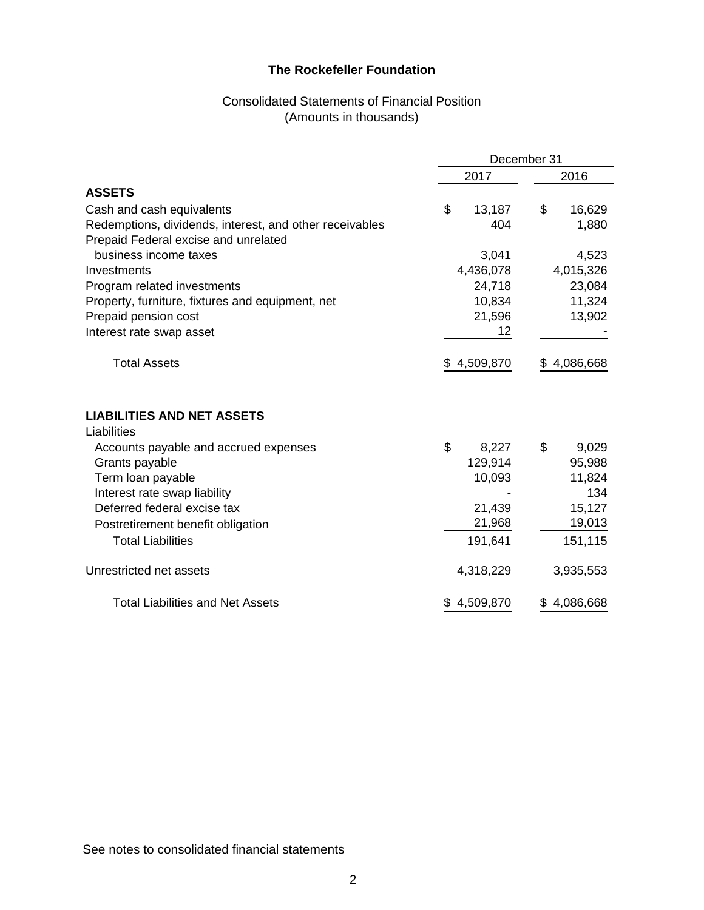# The Rockefeller Foundation

## Consolidated Statements of Financial Position
(Amounts in thousands)

| | December 31 | |
|---|---|---|
| | 2017 | 2016 |
| **ASSETS** | | |
| Cash and cash equivalents | $ 13,187 | $ 16,629 |
| Redemptions, dividends, interest, and other receivables | 404 | 1,880 |
| Prepaid Federal excise and unrelated business income taxes | 3,041 | 4,523 |
| Investments | 4,436,078 | 4,015,326 |
| Program related investments | 24,718 | 23,084 |
| Property, furniture, fixtures and equipment, net | 10,834 | 11,324 |
| Prepaid pension cost | 21,596 | 13,902 |
| Interest rate swap asset | 12 | - |
| Total Assets | $ 4,509,870 | $ 4,086,668 |
| | | |
| **LIABILITIES AND NET ASSETS** | | |
| Liabilities | | |
| Accounts payable and accrued expenses | $ 8,227 | $ 9,029 |
| Grants payable | 129,914 | 95,988 |
| Term loan payable | 10,093 | 11,824 |
| Interest rate swap liability | - | 134 |
| Deferred federal excise tax | 21,439 | 15,127 |
| Postretirement benefit obligation | 21,968 | 19,013 |
| Total Liabilities | 191,641 | 151,115 |
| | | |
| Unrestricted net assets | 4,318,229 | 3,935,553 |
| | | |
| Total Liabilities and Net Assets | $ 4,509,870 | $ 4,086,668 |

See notes to consolidated financial statements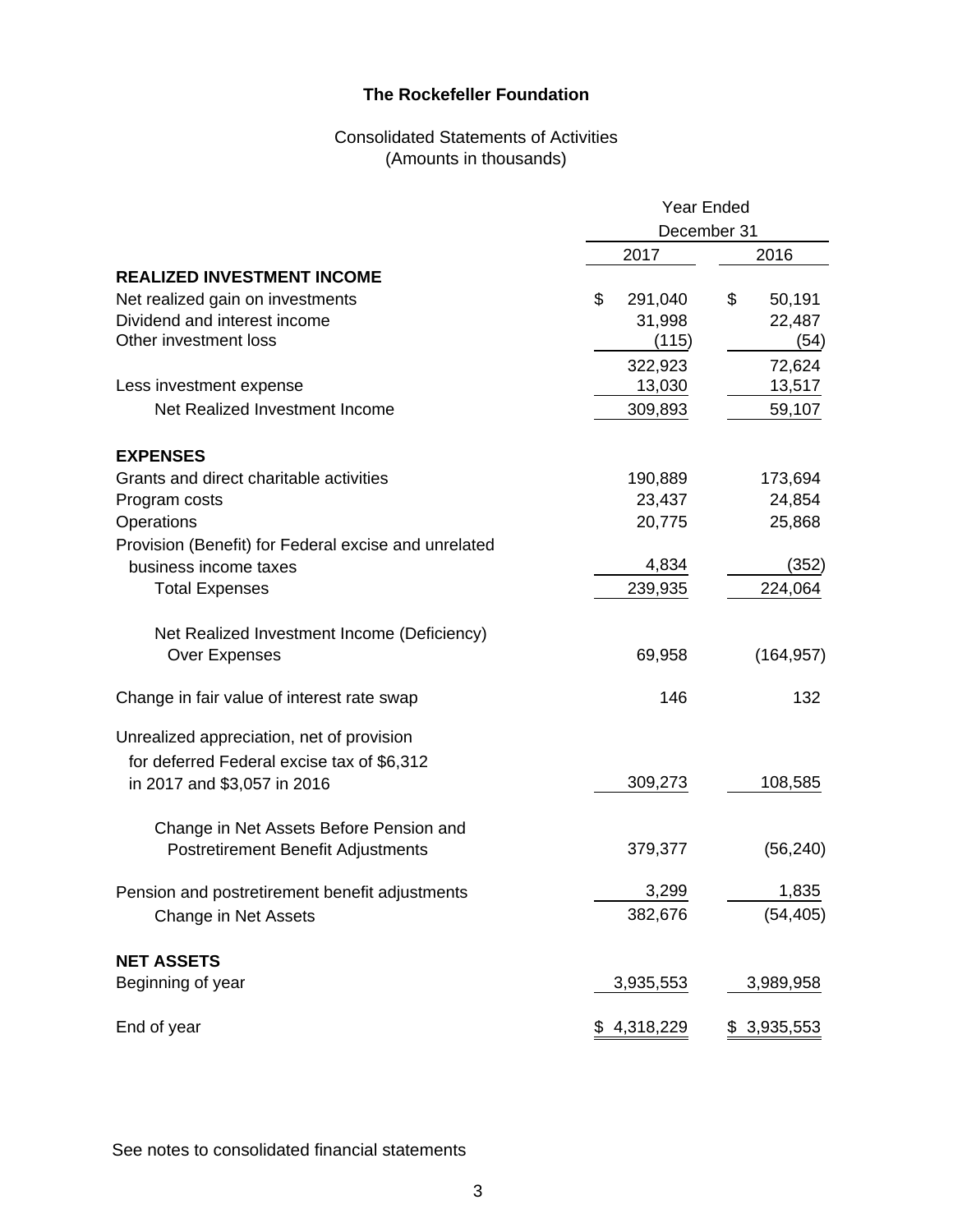# The Rockefeller Foundation

Consolidated Statements of Activities
(Amounts in thousands)

| | Year Ended December 31 | |
|---|---|---|
| | 2017 | 2016 |
| **REALIZED INVESTMENT INCOME** | | |
| Net realized gain on investments | $ 291,040 | $ 50,191 |
| Dividend and interest income | 31,998 | 22,487 |
| Other investment loss | (115) | (54) |
| | 322,923 | 72,624 |
| Less investment expense | 13,030 | 13,517 |
| Net Realized Investment Income | 309,893 | 59,107 |
| **EXPENSES** | | |
| Grants and direct charitable activities | 190,889 | 173,694 |
| Program costs | 23,437 | 24,854 |
| Operations | 20,775 | 25,868 |
| Provision (Benefit) for Federal excise and unrelated business income taxes | 4,834 | (352) |
| Total Expenses | 239,935 | 224,064 |
| Net Realized Investment Income (Deficiency) Over Expenses | 69,958 | (164,957) |
| Change in fair value of interest rate swap | 146 | 132 |
| Unrealized appreciation, net of provision for deferred Federal excise tax of $6,312 in 2017 and $3,057 in 2016 | 309,273 | 108,585 |
| Change in Net Assets Before Pension and Postretirement Benefit Adjustments | 379,377 | (56,240) |
| Pension and postretirement benefit adjustments | 3,299 | 1,835 |
| Change in Net Assets | 382,676 | (54,405) |
| **NET ASSETS** | | |
| Beginning of year | 3,935,553 | 3,989,958 |
| End of year | $ 4,318,229 | $ 3,935,553 |

See notes to consolidated financial statements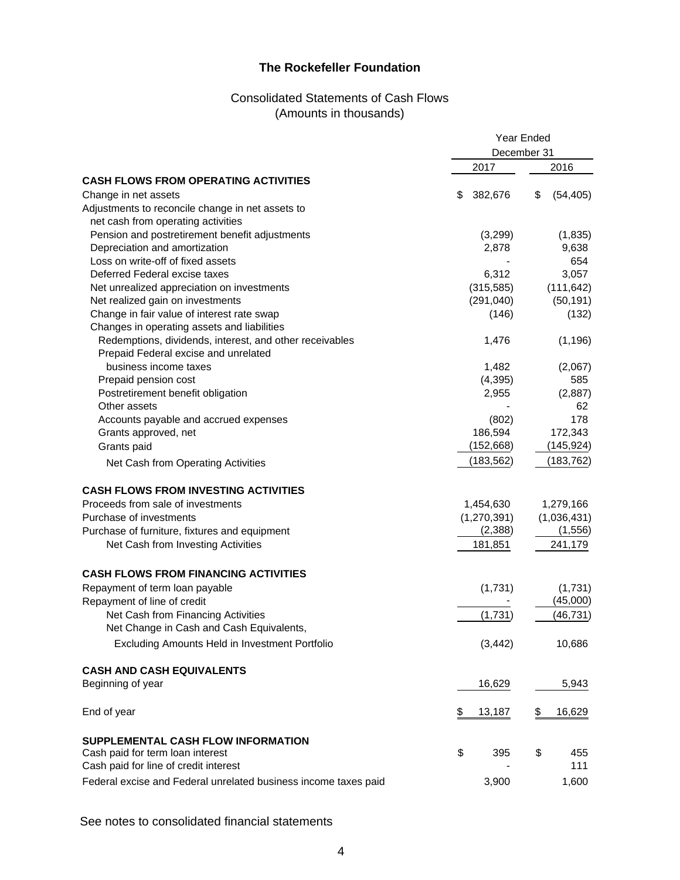# The Rockefeller Foundation

## Consolidated Statements of Cash Flows
(Amounts in thousands)

| | Year Ended December 31 | |
|---|---|---|
| | 2017 | 2016 |
| **CASH FLOWS FROM OPERATING ACTIVITIES** | | |
| Change in net assets | $ 382,676 | $ (54,405) |
| Adjustments to reconcile change in net assets to net cash from operating activities | | |
| Pension and postretirement benefit adjustments | (3,299) | (1,835) |
| Depreciation and amortization | 2,878 | 9,638 |
| Loss on write-off of fixed assets | - | 654 |
| Deferred Federal excise taxes | 6,312 | 3,057 |
| Net unrealized appreciation on investments | (315,585) | (111,642) |
| Net realized gain on investments | (291,040) | (50,191) |
| Change in fair value of interest rate swap | (146) | (132) |
| Changes in operating assets and liabilities | | |
| Redemptions, dividends, interest, and other receivables | 1,476 | (1,196) |
| Prepaid Federal excise and unrelated business income taxes | 1,482 | (2,067) |
| Prepaid pension cost | (4,395) | 585 |
| Postretirement benefit obligation | 2,955 | (2,887) |
| Other assets | - | 62 |
| Accounts payable and accrued expenses | (802) | 178 |
| Grants approved, net | 186,594 | 172,343 |
| Grants paid | (152,668) | (145,924) |
| Net Cash from Operating Activities | (183,562) | (183,762) |
| **CASH FLOWS FROM INVESTING ACTIVITIES** | | |
| Proceeds from sale of investments | 1,454,630 | 1,279,166 |
| Purchase of investments | (1,270,391) | (1,036,431) |
| Purchase of furniture, fixtures and equipment | (2,388) | (1,556) |
| Net Cash from Investing Activities | 181,851 | 241,179 |
| **CASH FLOWS FROM FINANCING ACTIVITIES** | | |
| Repayment of term loan payable | (1,731) | (1,731) |
| Repayment of line of credit | - | (45,000) |
| Net Cash from Financing Activities | (1,731) | (46,731) |
| Net Change in Cash and Cash Equivalents, Excluding Amounts Held in Investment Portfolio | (3,442) | 10,686 |
| **CASH AND CASH EQUIVALENTS** | | |
| Beginning of year | 16,629 | 5,943 |
| End of year | $ 13,187 | $ 16,629 |
| **SUPPLEMENTAL CASH FLOW INFORMATION** | | |
| Cash paid for term loan interest | $ 395 | $ 455 |
| Cash paid for line of credit interest | - | 111 |
| Federal excise and Federal unrelated business income taxes paid | 3,900 | 1,600 |

See notes to consolidated financial statements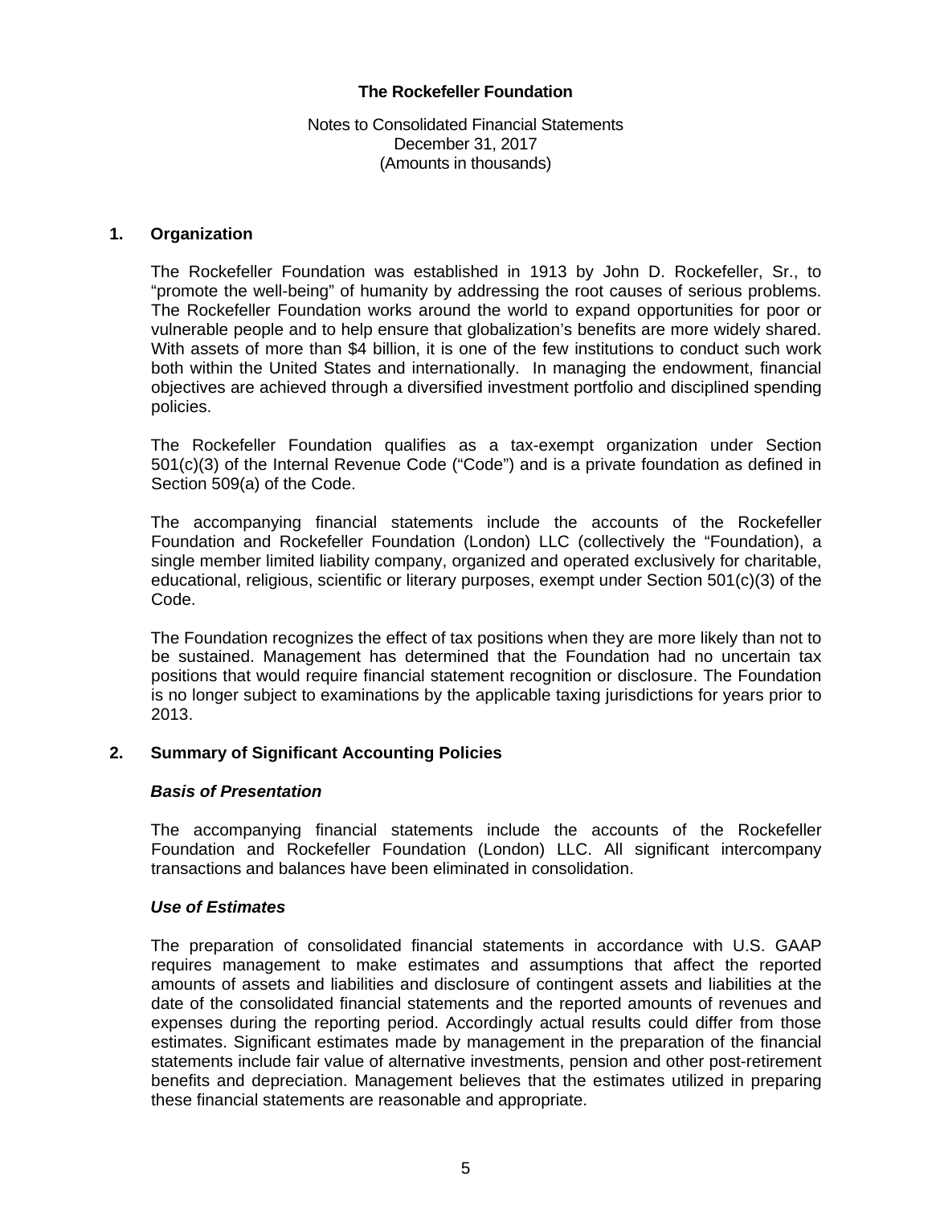**The Rockefeller Foundation**

Notes to Consolidated Financial Statements
December 31, 2017
(Amounts in thousands)

## 1. Organization

The Rockefeller Foundation was established in 1913 by John D. Rockefeller, Sr., to "promote the well-being" of humanity by addressing the root causes of serious problems. The Rockefeller Foundation works around the world to expand opportunities for poor or vulnerable people and to help ensure that globalization's benefits are more widely shared. With assets of more than $4 billion, it is one of the few institutions to conduct such work both within the United States and internationally. In managing the endowment, financial objectives are achieved through a diversified investment portfolio and disciplined spending policies.

The Rockefeller Foundation qualifies as a tax-exempt organization under Section 501(c)(3) of the Internal Revenue Code ("Code") and is a private foundation as defined in Section 509(a) of the Code.

The accompanying financial statements include the accounts of the Rockefeller Foundation and Rockefeller Foundation (London) LLC (collectively the "Foundation), a single member limited liability company, organized and operated exclusively for charitable, educational, religious, scientific or literary purposes, exempt under Section 501(c)(3) of the Code.

The Foundation recognizes the effect of tax positions when they are more likely than not to be sustained. Management has determined that the Foundation had no uncertain tax positions that would require financial statement recognition or disclosure. The Foundation is no longer subject to examinations by the applicable taxing jurisdictions for years prior to 2013.

## 2. Summary of Significant Accounting Policies

### *Basis of Presentation*

The accompanying financial statements include the accounts of the Rockefeller Foundation and Rockefeller Foundation (London) LLC. All significant intercompany transactions and balances have been eliminated in consolidation.

### *Use of Estimates*

The preparation of consolidated financial statements in accordance with U.S. GAAP requires management to make estimates and assumptions that affect the reported amounts of assets and liabilities and disclosure of contingent assets and liabilities at the date of the consolidated financial statements and the reported amounts of revenues and expenses during the reporting period. Accordingly actual results could differ from those estimates. Significant estimates made by management in the preparation of the financial statements include fair value of alternative investments, pension and other post-retirement benefits and depreciation. Management believes that the estimates utilized in preparing these financial statements are reasonable and appropriate.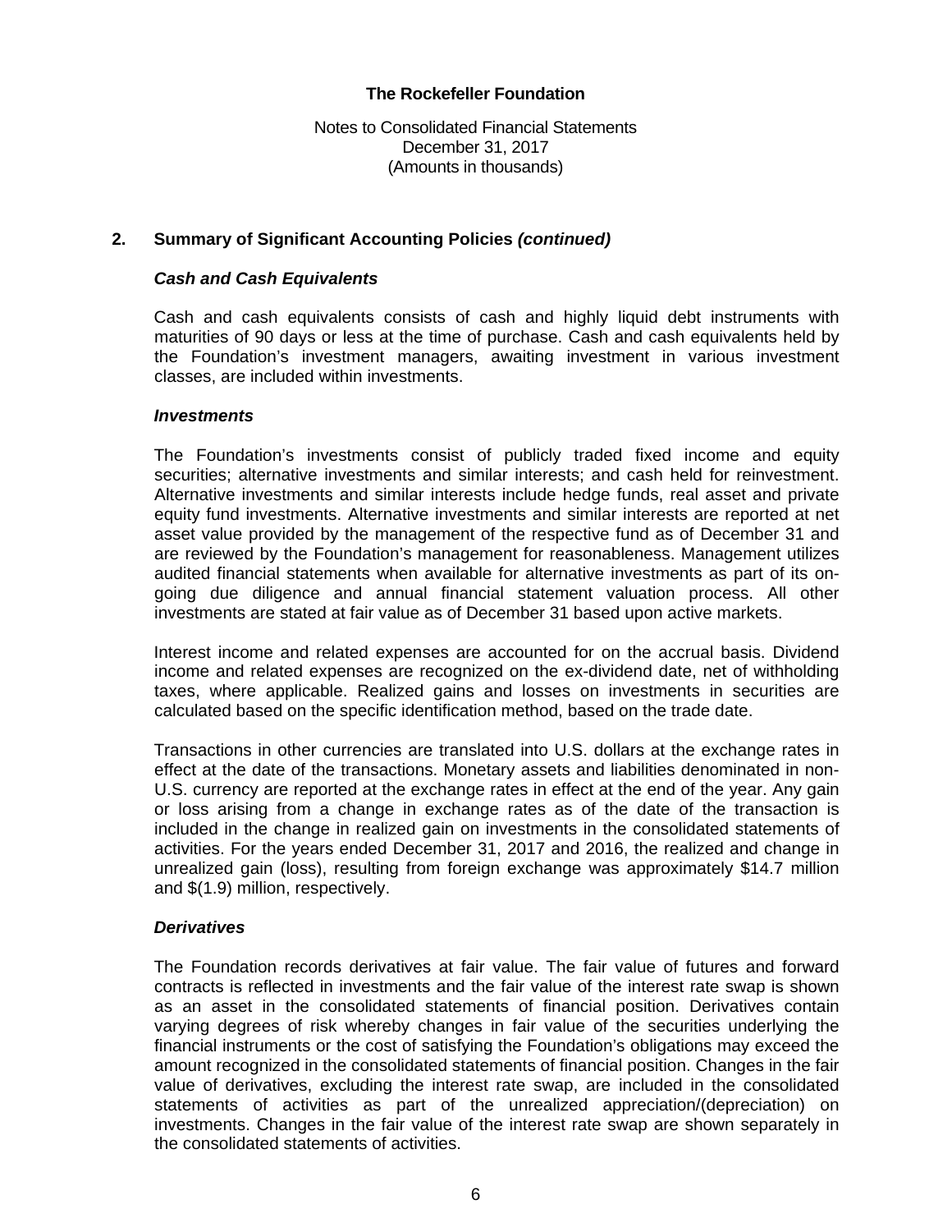**The Rockefeller Foundation**

Notes to Consolidated Financial Statements
December 31, 2017
(Amounts in thousands)

## 2. Summary of Significant Accounting Policies *(continued)*

### *Cash and Cash Equivalents*

Cash and cash equivalents consists of cash and highly liquid debt instruments with maturities of 90 days or less at the time of purchase. Cash and cash equivalents held by the Foundation's investment managers, awaiting investment in various investment classes, are included within investments.

### *Investments*

The Foundation's investments consist of publicly traded fixed income and equity securities; alternative investments and similar interests; and cash held for reinvestment. Alternative investments and similar interests include hedge funds, real asset and private equity fund investments. Alternative investments and similar interests are reported at net asset value provided by the management of the respective fund as of December 31 and are reviewed by the Foundation's management for reasonableness. Management utilizes audited financial statements when available for alternative investments as part of its on-going due diligence and annual financial statement valuation process. All other investments are stated at fair value as of December 31 based upon active markets.

Interest income and related expenses are accounted for on the accrual basis. Dividend income and related expenses are recognized on the ex-dividend date, net of withholding taxes, where applicable. Realized gains and losses on investments in securities are calculated based on the specific identification method, based on the trade date.

Transactions in other currencies are translated into U.S. dollars at the exchange rates in effect at the date of the transactions. Monetary assets and liabilities denominated in non-U.S. currency are reported at the exchange rates in effect at the end of the year. Any gain or loss arising from a change in exchange rates as of the date of the transaction is included in the change in realized gain on investments in the consolidated statements of activities. For the years ended December 31, 2017 and 2016, the realized and change in unrealized gain (loss), resulting from foreign exchange was approximately $14.7 million and $(1.9) million, respectively.

### *Derivatives*

The Foundation records derivatives at fair value. The fair value of futures and forward contracts is reflected in investments and the fair value of the interest rate swap is shown as an asset in the consolidated statements of financial position. Derivatives contain varying degrees of risk whereby changes in fair value of the securities underlying the financial instruments or the cost of satisfying the Foundation's obligations may exceed the amount recognized in the consolidated statements of financial position. Changes in the fair value of derivatives, excluding the interest rate swap, are included in the consolidated statements of activities as part of the unrealized appreciation/(depreciation) on investments. Changes in the fair value of the interest rate swap are shown separately in the consolidated statements of activities.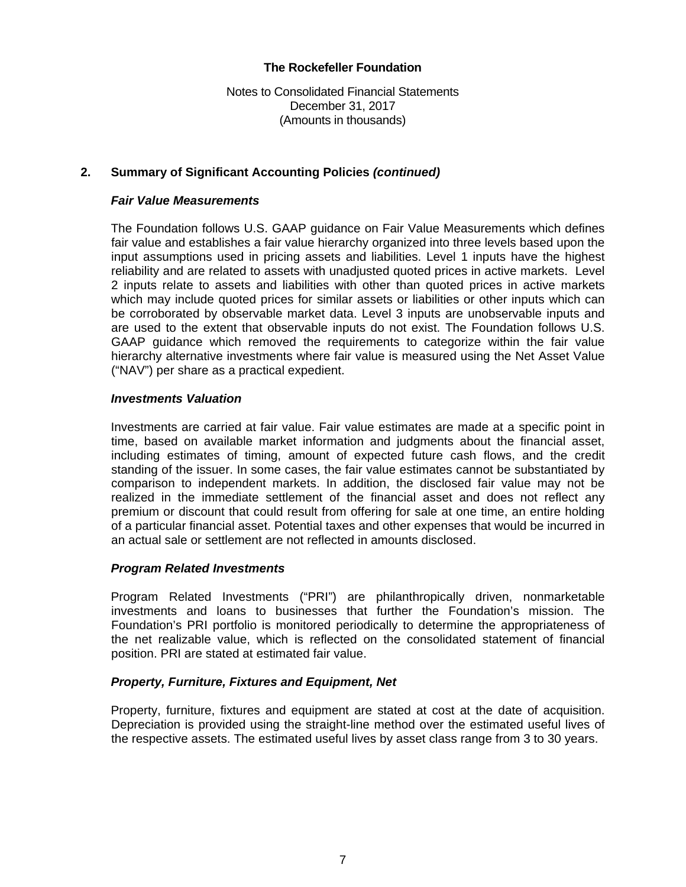**The Rockefeller Foundation**

Notes to Consolidated Financial Statements
December 31, 2017
(Amounts in thousands)

## 2. Summary of Significant Accounting Policies *(continued)*

### *Fair Value Measurements*

The Foundation follows U.S. GAAP guidance on Fair Value Measurements which defines fair value and establishes a fair value hierarchy organized into three levels based upon the input assumptions used in pricing assets and liabilities. Level 1 inputs have the highest reliability and are related to assets with unadjusted quoted prices in active markets. Level 2 inputs relate to assets and liabilities with other than quoted prices in active markets which may include quoted prices for similar assets or liabilities or other inputs which can be corroborated by observable market data. Level 3 inputs are unobservable inputs and are used to the extent that observable inputs do not exist. The Foundation follows U.S. GAAP guidance which removed the requirements to categorize within the fair value hierarchy alternative investments where fair value is measured using the Net Asset Value ("NAV") per share as a practical expedient.

### *Investments Valuation*

Investments are carried at fair value. Fair value estimates are made at a specific point in time, based on available market information and judgments about the financial asset, including estimates of timing, amount of expected future cash flows, and the credit standing of the issuer. In some cases, the fair value estimates cannot be substantiated by comparison to independent markets. In addition, the disclosed fair value may not be realized in the immediate settlement of the financial asset and does not reflect any premium or discount that could result from offering for sale at one time, an entire holding of a particular financial asset. Potential taxes and other expenses that would be incurred in an actual sale or settlement are not reflected in amounts disclosed.

### *Program Related Investments*

Program Related Investments ("PRI") are philanthropically driven, nonmarketable investments and loans to businesses that further the Foundation's mission. The Foundation's PRI portfolio is monitored periodically to determine the appropriateness of the net realizable value, which is reflected on the consolidated statement of financial position. PRI are stated at estimated fair value.

### *Property, Furniture, Fixtures and Equipment, Net*

Property, furniture, fixtures and equipment are stated at cost at the date of acquisition. Depreciation is provided using the straight-line method over the estimated useful lives of the respective assets. The estimated useful lives by asset class range from 3 to 30 years.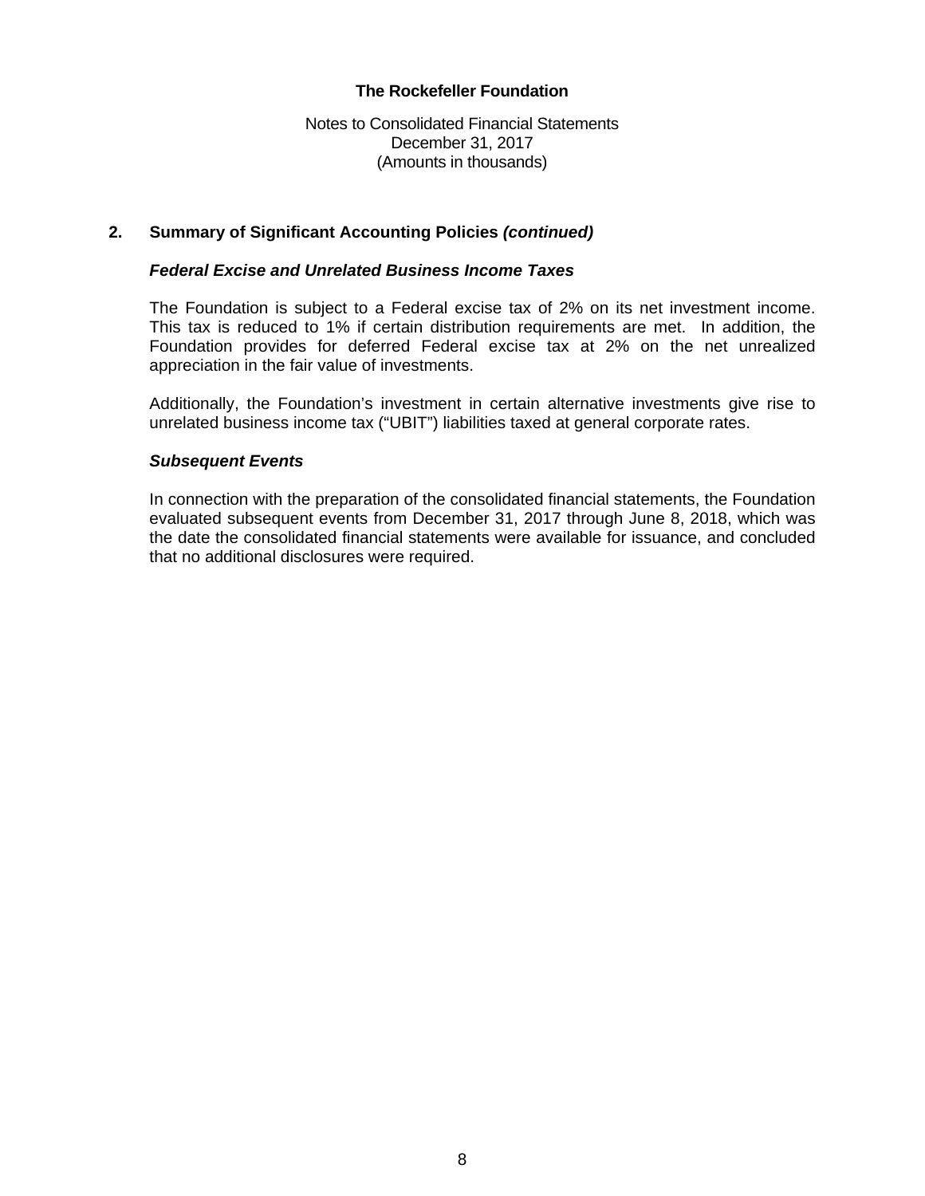## 2. Summary of Significant Accounting Policies *(continued)*

### *Federal Excise and Unrelated Business Income Taxes*

The Foundation is subject to a Federal excise tax of 2% on its net investment income. This tax is reduced to 1% if certain distribution requirements are met. In addition, the Foundation provides for deferred Federal excise tax at 2% on the net unrealized appreciation in the fair value of investments.

Additionally, the Foundation's investment in certain alternative investments give rise to unrelated business income tax ("UBIT") liabilities taxed at general corporate rates.

### *Subsequent Events*

In connection with the preparation of the consolidated financial statements, the Foundation evaluated subsequent events from December 31, 2017 through June 8, 2018, which was the date the consolidated financial statements were available for issuance, and concluded that no additional disclosures were required.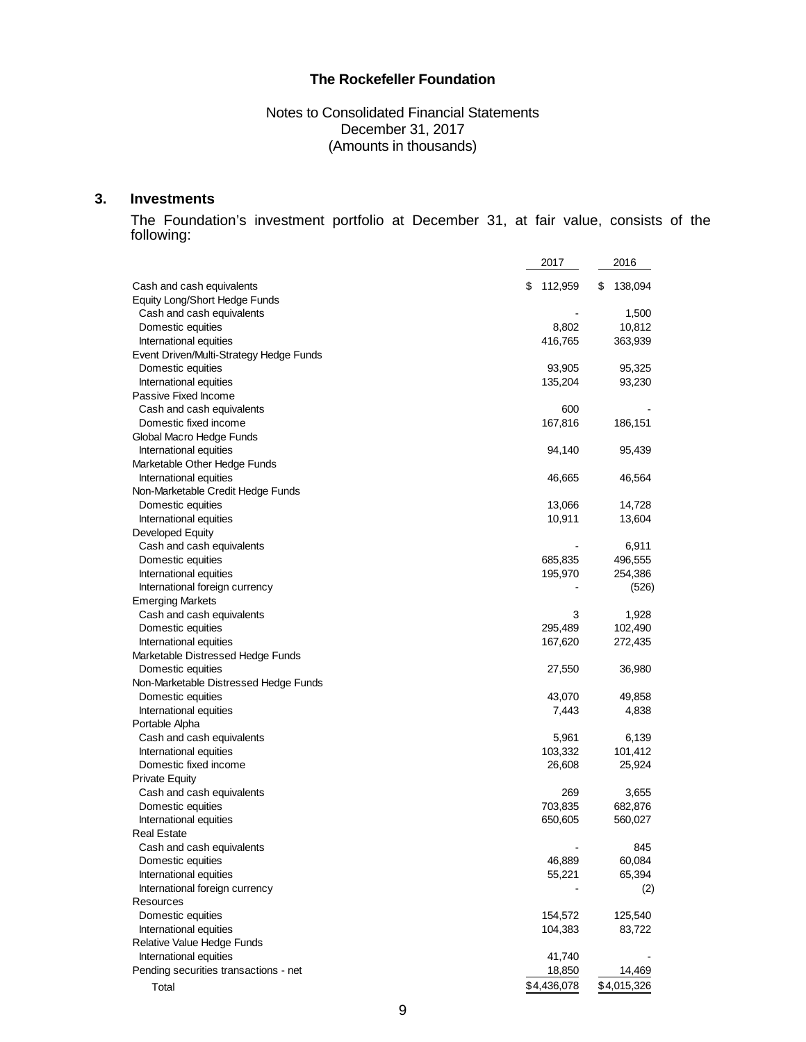# The Rockefeller Foundation

Notes to Consolidated Financial Statements
December 31, 2017
(Amounts in thousands)

## 3. Investments

The Foundation's investment portfolio at December 31, at fair value, consists of the following:

| | 2017 | 2016 |
|---|---|---|
| Cash and cash equivalents | $ 112,959 | $ 138,094 |
| Equity Long/Short Hedge Funds | | |
| Cash and cash equivalents | - | 1,500 |
| Domestic equities | 8,802 | 10,812 |
| International equities | 416,765 | 363,939 |
| Event Driven/Multi-Strategy Hedge Funds | | |
| Domestic equities | 93,905 | 95,325 |
| International equities | 135,204 | 93,230 |
| Passive Fixed Income | | |
| Cash and cash equivalents | 600 | - |
| Domestic fixed income | 167,816 | 186,151 |
| Global Macro Hedge Funds | | |
| International equities | 94,140 | 95,439 |
| Marketable Other Hedge Funds | | |
| International equities | 46,665 | 46,564 |
| Non-Marketable Credit Hedge Funds | | |
| Domestic equities | 13,066 | 14,728 |
| International equities | 10,911 | 13,604 |
| Developed Equity | | |
| Cash and cash equivalents | - | 6,911 |
| Domestic equities | 685,835 | 496,555 |
| International equities | 195,970 | 254,386 |
| International foreign currency | - | (526) |
| Emerging Markets | | |
| Cash and cash equivalents | 3 | 1,928 |
| Domestic equities | 295,489 | 102,490 |
| International equities | 167,620 | 272,435 |
| Marketable Distressed Hedge Funds | | |
| Domestic equities | 27,550 | 36,980 |
| Non-Marketable Distressed Hedge Funds | | |
| Domestic equities | 43,070 | 49,858 |
| International equities | 7,443 | 4,838 |
| Portable Alpha | | |
| Cash and cash equivalents | 5,961 | 6,139 |
| International equities | 103,332 | 101,412 |
| Domestic fixed income | 26,608 | 25,924 |
| Private Equity | | |
| Cash and cash equivalents | 269 | 3,655 |
| Domestic equities | 703,835 | 682,876 |
| International equities | 650,605 | 560,027 |
| Real Estate | | |
| Cash and cash equivalents | - | 845 |
| Domestic equities | 46,889 | 60,084 |
| International equities | 55,221 | 65,394 |
| International foreign currency | - | (2) |
| Resources | | |
| Domestic equities | 154,572 | 125,540 |
| International equities | 104,383 | 83,722 |
| Relative Value Hedge Funds | | |
| International equities | 41,740 | - |
| Pending securities transactions - net | 18,850 | 14,469 |
| Total | $ 4,436,078 | $ 4,015,326 |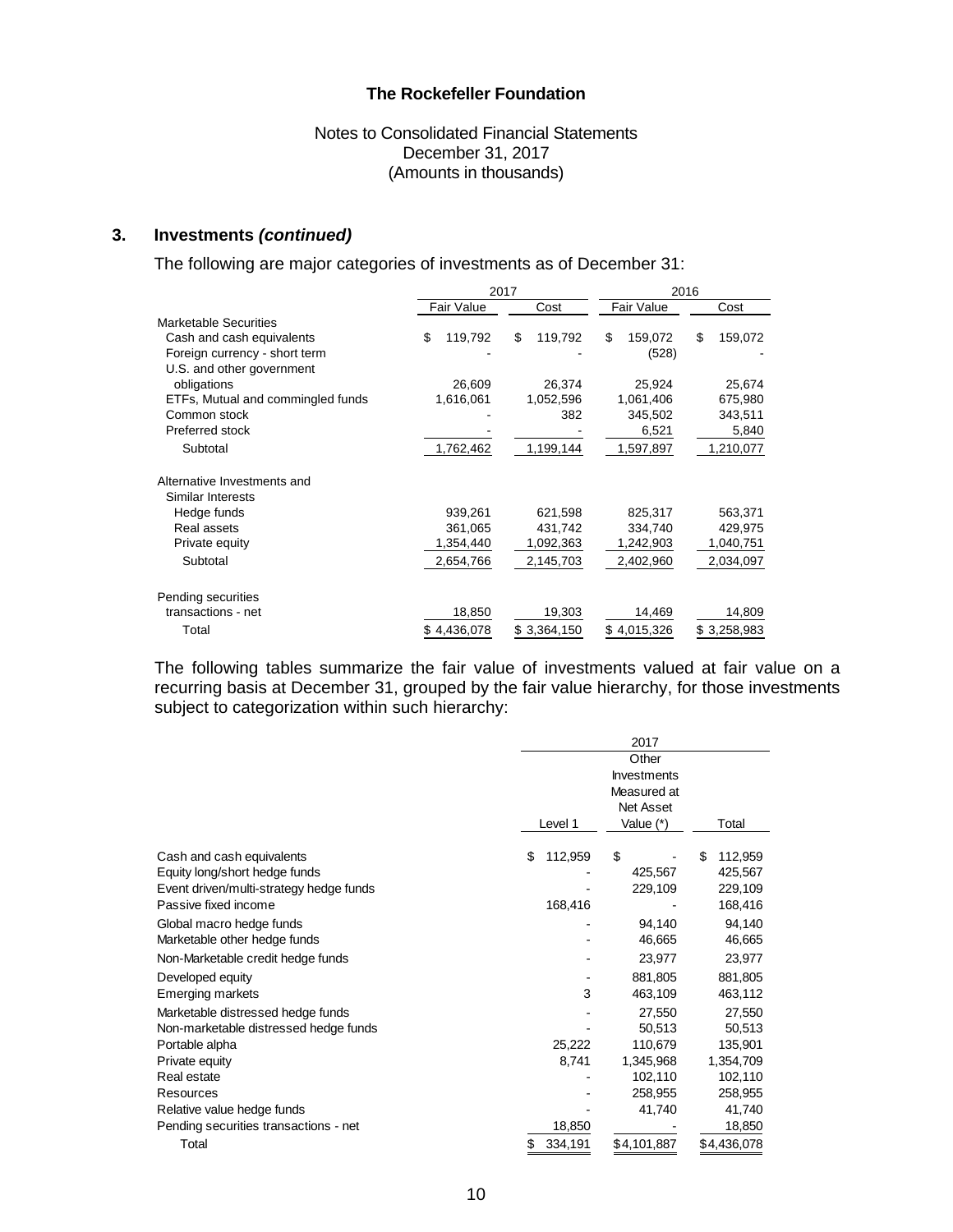# The Rockefeller Foundation

Notes to Consolidated Financial Statements
December 31, 2017
(Amounts in thousands)

## 3. Investments *(continued)*

The following are major categories of investments as of December 31:

| | 2017 | | 2016 | |
|---|---|---|---|---|
| | Fair Value | Cost | Fair Value | Cost |
| **Marketable Securities** | | | | |
| Cash and cash equivalents | $ 119,792 | $ 119,792 | $ 159,072 | $ 159,072 |
| Foreign currency - short term | - | - | (528) | - |
| U.S. and other government obligations | 26,609 | 26,374 | 25,924 | 25,674 |
| ETFs, Mutual and commingled funds | 1,616,061 | 1,052,596 | 1,061,406 | 675,980 |
| Common stock | - | 382 | 345,502 | 343,511 |
| Preferred stock | - | - | 6,521 | 5,840 |
| Subtotal | 1,762,462 | 1,199,144 | 1,597,897 | 1,210,077 |
| **Alternative Investments and Similar Interests** | | | | |
| Hedge funds | 939,261 | 621,598 | 825,317 | 563,371 |
| Real assets | 361,065 | 431,742 | 334,740 | 429,975 |
| Private equity | 1,354,440 | 1,092,363 | 1,242,903 | 1,040,751 |
| Subtotal | 2,654,766 | 2,145,703 | 2,402,960 | 2,034,097 |
| Pending securities transactions - net | 18,850 | 19,303 | 14,469 | 14,809 |
| Total | $ 4,436,078 | $ 3,364,150 | $ 4,015,326 | $ 3,258,983 |

The following tables summarize the fair value of investments valued at fair value on a recurring basis at December 31, grouped by the fair value hierarchy, for those investments subject to categorization within such hierarchy:

| | 2017 | | |
|---|---|---|---|
| | Level 1 | Other Investments Measured at Net Asset Value (*) | Total |
| Cash and cash equivalents | $ 112,959 | $ - | $ 112,959 |
| Equity long/short hedge funds | - | 425,567 | 425,567 |
| Event driven/multi-strategy hedge funds | - | 229,109 | 229,109 |
| Passive fixed income | 168,416 | - | 168,416 |
| Global macro hedge funds | - | 94,140 | 94,140 |
| Marketable other hedge funds | - | 46,665 | 46,665 |
| Non-Marketable credit hedge funds | - | 23,977 | 23,977 |
| Developed equity | - | 881,805 | 881,805 |
| Emerging markets | 3 | 463,109 | 463,112 |
| Marketable distressed hedge funds | - | 27,550 | 27,550 |
| Non-marketable distressed hedge funds | - | 50,513 | 50,513 |
| Portable alpha | 25,222 | 110,679 | 135,901 |
| Private equity | 8,741 | 1,345,968 | 1,354,709 |
| Real estate | - | 102,110 | 102,110 |
| Resources | - | 258,955 | 258,955 |
| Relative value hedge funds | - | 41,740 | 41,740 |
| Pending securities transactions - net | 18,850 | - | 18,850 |
| Total | $ 334,191 | $4,101,887 | $4,436,078 |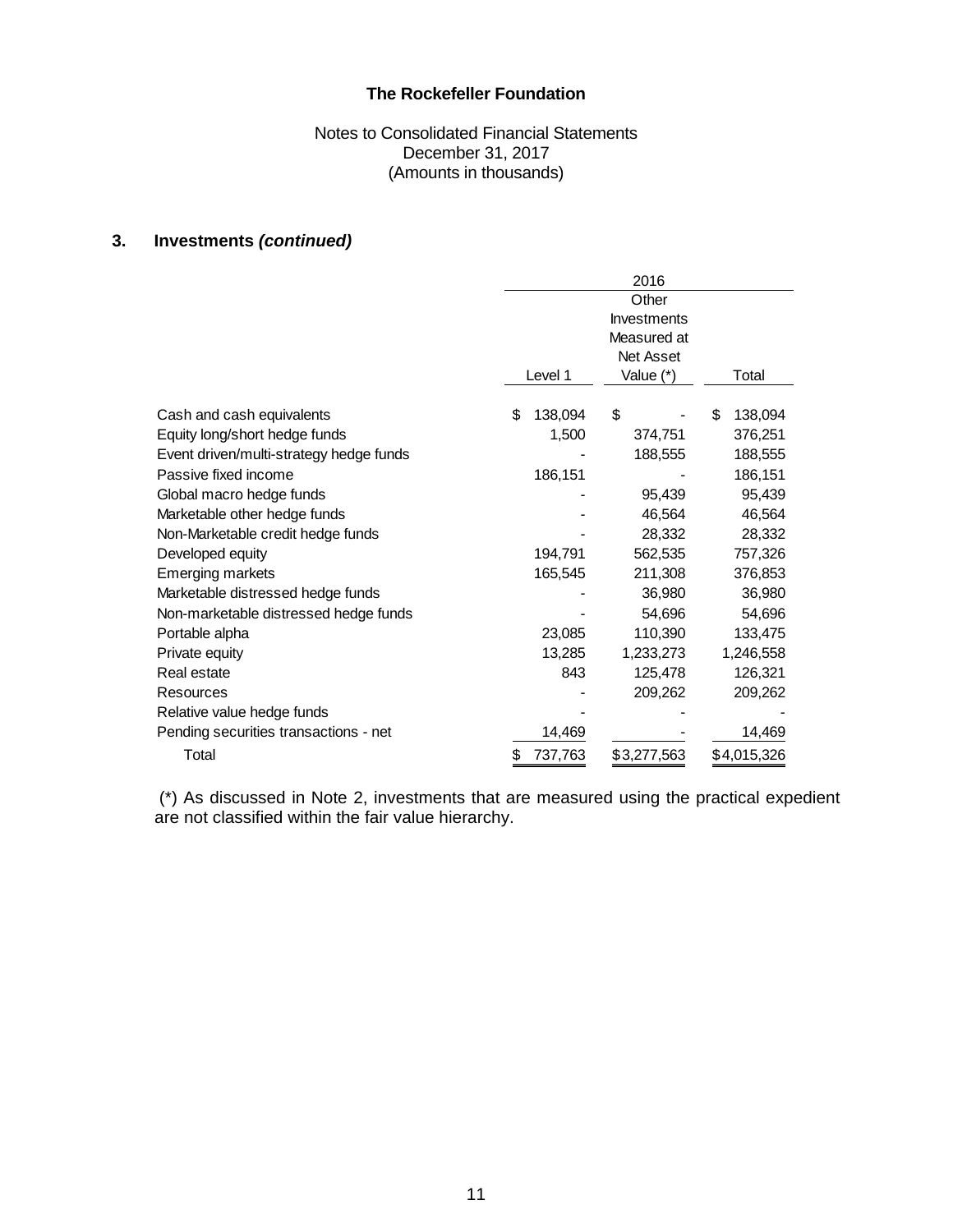**The Rockefeller Foundation**

Notes to Consolidated Financial Statements
December 31, 2017
(Amounts in thousands)

### 3. Investments *(continued)*

| | 2016 | | |
|---|---|---|---|
| | Level 1 | Other Investments Measured at Net Asset Value (*) | Total |
| Cash and cash equivalents | $ 138,094 | $ - | $ 138,094 |
| Equity long/short hedge funds | 1,500 | 374,751 | 376,251 |
| Event driven/multi-strategy hedge funds | - | 188,555 | 188,555 |
| Passive fixed income | 186,151 | - | 186,151 |
| Global macro hedge funds | - | 95,439 | 95,439 |
| Marketable other hedge funds | - | 46,564 | 46,564 |
| Non-Marketable credit hedge funds | - | 28,332 | 28,332 |
| Developed equity | 194,791 | 562,535 | 757,326 |
| Emerging markets | 165,545 | 211,308 | 376,853 |
| Marketable distressed hedge funds | - | 36,980 | 36,980 |
| Non-marketable distressed hedge funds | - | 54,696 | 54,696 |
| Portable alpha | 23,085 | 110,390 | 133,475 |
| Private equity | 13,285 | 1,233,273 | 1,246,558 |
| Real estate | 843 | 125,478 | 126,321 |
| Resources | - | 209,262 | 209,262 |
| Relative value hedge funds | - | - | - |
| Pending securities transactions - net | 14,469 | - | 14,469 |
| Total | $ 737,763 | $3,277,563 | $4,015,326 |

(*) As discussed in Note 2, investments that are measured using the practical expedient are not classified within the fair value hierarchy.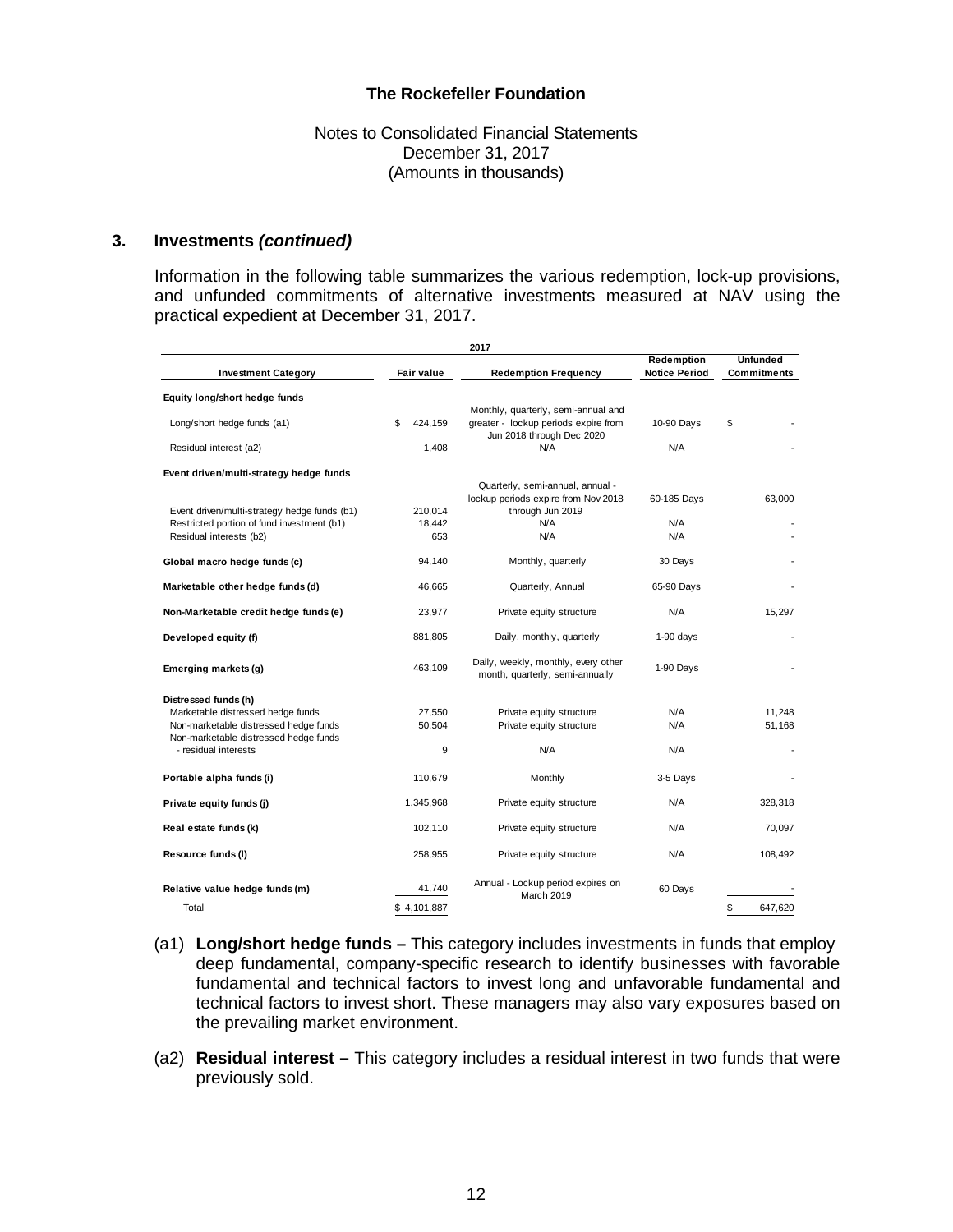# The Rockefeller Foundation

Notes to Consolidated Financial Statements
December 31, 2017
(Amounts in thousands)

## 3. Investments *(continued)*

Information in the following table summarizes the various redemption, lock-up provisions, and unfunded commitments of alternative investments measured at NAV using the practical expedient at December 31, 2017.

| 2017 | | | | |
|---|---|---|---|---|
| **Investment Category** | **Fair value** | **Redemption Frequency** | **Redemption Notice Period** | **Unfunded Commitments** |
| **Equity long/short hedge funds** | | | | |
| Long/short hedge funds (a1) | $ 424,159 | Monthly, quarterly, semi-annual and greater - lockup periods expire from Jun 2018 through Dec 2020 | 10-90 Days | $ - |
| Residual interest (a2) | 1,408 | N/A | N/A | - |
| **Event driven/multi-strategy hedge funds** | | | | |
| Event driven/multi-strategy hedge funds (b1) | 210,014 | Quarterly, semi-annual, annual - lockup periods expire from Nov 2018 through Jun 2019 | 60-185 Days | 63,000 |
| Restricted portion of fund investment (b1) | 18,442 | N/A | N/A | - |
| Residual interests (b2) | 653 | N/A | N/A | - |
| **Global macro hedge funds (c)** | 94,140 | Monthly, quarterly | 30 Days | - |
| **Marketable other hedge funds (d)** | 46,665 | Quarterly, Annual | 65-90 Days | - |
| **Non-Marketable credit hedge funds (e)** | 23,977 | Private equity structure | N/A | 15,297 |
| **Developed equity (f)** | 881,805 | Daily, monthly, quarterly | 1-90 days | - |
| **Emerging markets (g)** | 463,109 | Daily, weekly, monthly, every other month, quarterly, semi-annually | 1-90 Days | - |
| **Distressed funds (h)** | | | | |
| Marketable distressed hedge funds | 27,550 | Private equity structure | N/A | 11,248 |
| Non-marketable distressed hedge funds | 50,504 | Private equity structure | N/A | 51,168 |
| Non-marketable distressed hedge funds - residual interests | 9 | N/A | N/A | - |
| **Portable alpha funds (i)** | 110,679 | Monthly | 3-5 Days | - |
| **Private equity funds (j)** | 1,345,968 | Private equity structure | N/A | 328,318 |
| **Real estate funds (k)** | 102,110 | Private equity structure | N/A | 70,097 |
| **Resource funds (l)** | 258,955 | Private equity structure | N/A | 108,492 |
| **Relative value hedge funds (m)** | 41,740 | Annual - Lockup period expires on March 2019 | 60 Days | - |
| Total | $ 4,101,887 | | | $ 647,620 |

(a1) **Long/short hedge funds –** This category includes investments in funds that employ deep fundamental, company-specific research to identify businesses with favorable fundamental and technical factors to invest long and unfavorable fundamental and technical factors to invest short. These managers may also vary exposures based on the prevailing market environment.

(a2) **Residual interest –** This category includes a residual interest in two funds that were previously sold.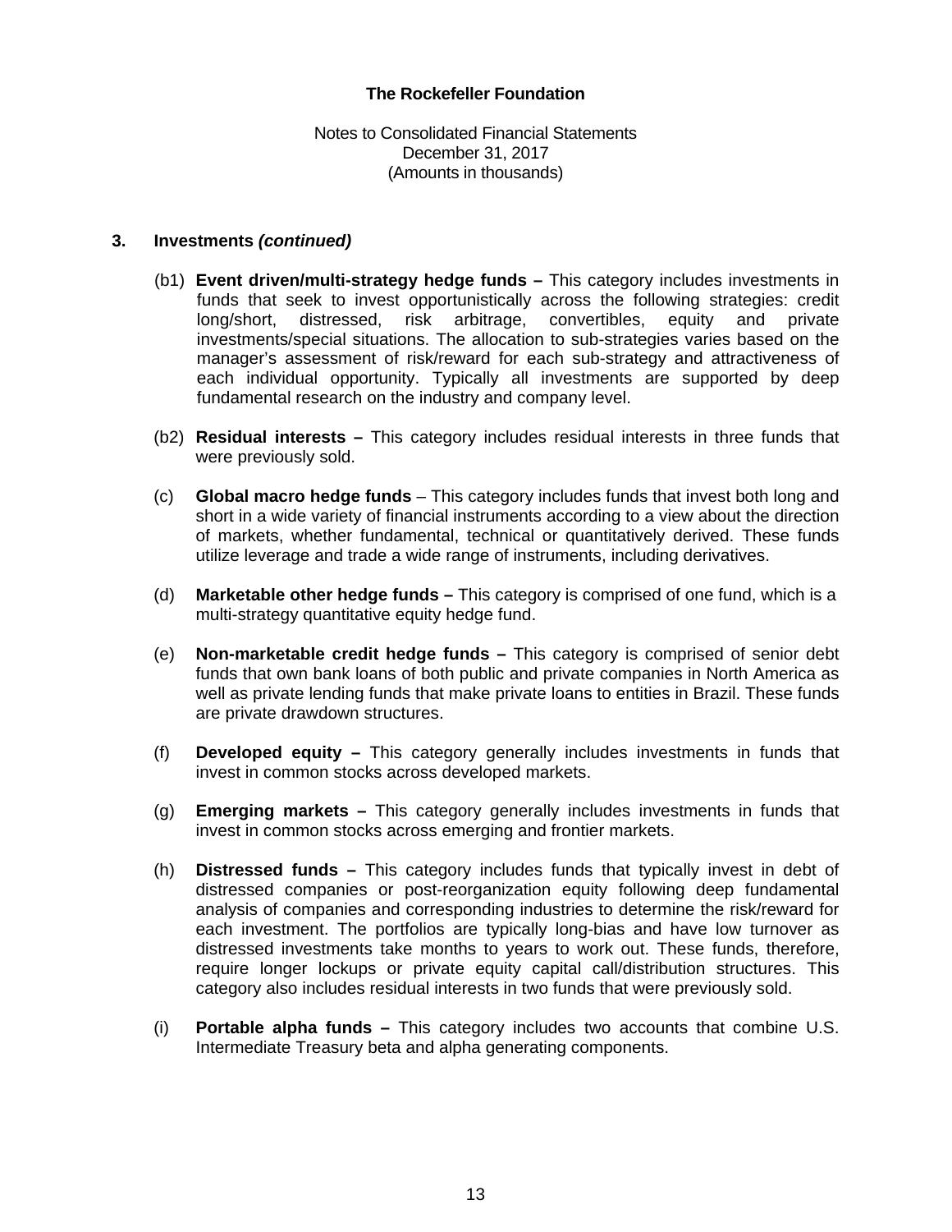## 3. Investments *(continued)*

(b1) **Event driven/multi-strategy hedge funds –** This category includes investments in funds that seek to invest opportunistically across the following strategies: credit long/short, distressed, risk arbitrage, convertibles, equity and private investments/special situations. The allocation to sub-strategies varies based on the manager's assessment of risk/reward for each sub-strategy and attractiveness of each individual opportunity. Typically all investments are supported by deep fundamental research on the industry and company level.

(b2) **Residual interests –** This category includes residual interests in three funds that were previously sold.

(c) **Global macro hedge funds** – This category includes funds that invest both long and short in a wide variety of financial instruments according to a view about the direction of markets, whether fundamental, technical or quantitatively derived. These funds utilize leverage and trade a wide range of instruments, including derivatives.

(d) **Marketable other hedge funds –** This category is comprised of one fund, which is a multi-strategy quantitative equity hedge fund.

(e) **Non-marketable credit hedge funds –** This category is comprised of senior debt funds that own bank loans of both public and private companies in North America as well as private lending funds that make private loans to entities in Brazil. These funds are private drawdown structures.

(f) **Developed equity –** This category generally includes investments in funds that invest in common stocks across developed markets.

(g) **Emerging markets –** This category generally includes investments in funds that invest in common stocks across emerging and frontier markets.

(h) **Distressed funds –** This category includes funds that typically invest in debt of distressed companies or post-reorganization equity following deep fundamental analysis of companies and corresponding industries to determine the risk/reward for each investment. The portfolios are typically long-bias and have low turnover as distressed investments take months to years to work out. These funds, therefore, require longer lockups or private equity capital call/distribution structures. This category also includes residual interests in two funds that were previously sold.

(i) **Portable alpha funds –** This category includes two accounts that combine U.S. Intermediate Treasury beta and alpha generating components.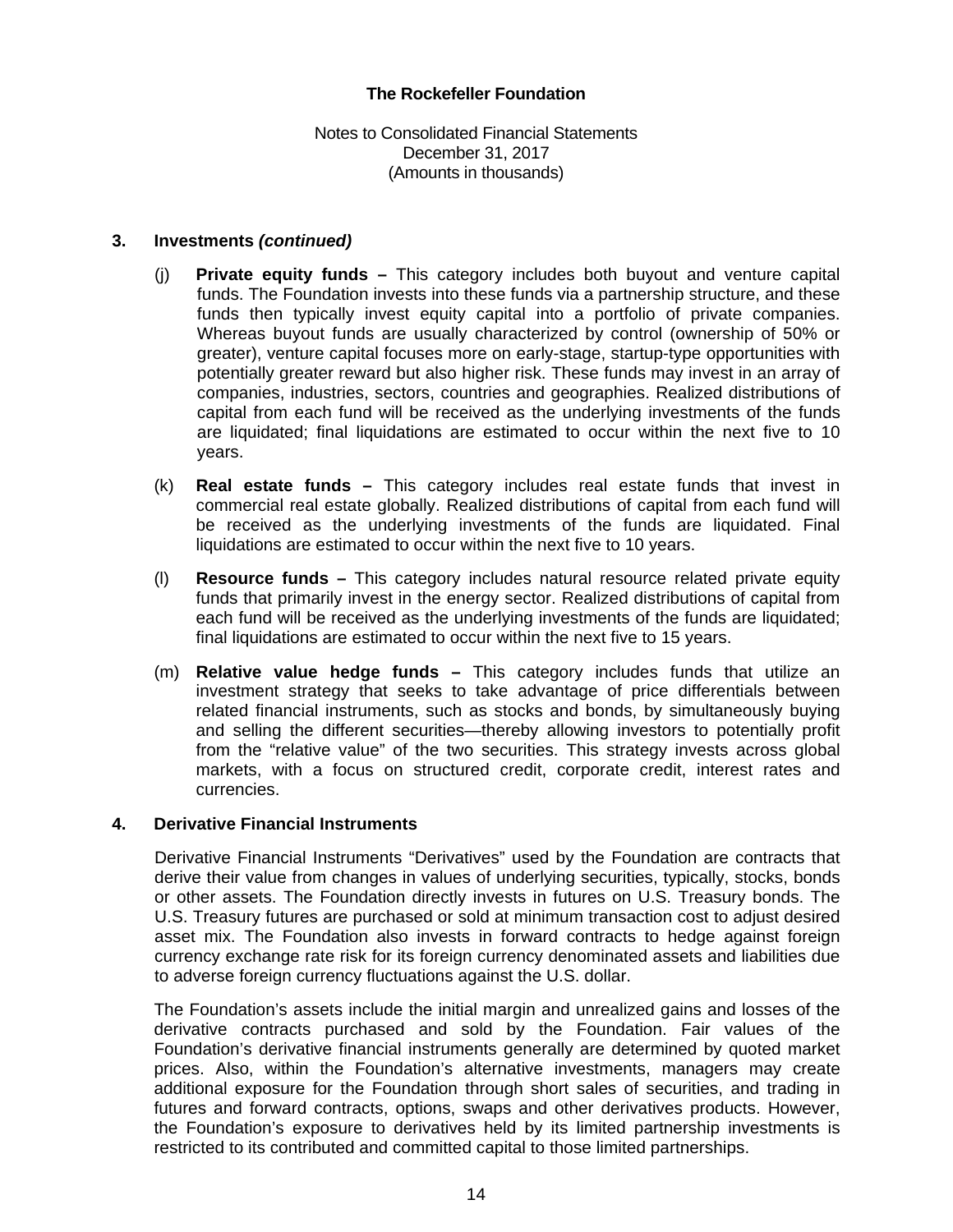## 3. Investments *(continued)*

(j) **Private equity funds –** This category includes both buyout and venture capital funds. The Foundation invests into these funds via a partnership structure, and these funds then typically invest equity capital into a portfolio of private companies. Whereas buyout funds are usually characterized by control (ownership of 50% or greater), venture capital focuses more on early-stage, startup-type opportunities with potentially greater reward but also higher risk. These funds may invest in an array of companies, industries, sectors, countries and geographies. Realized distributions of capital from each fund will be received as the underlying investments of the funds are liquidated; final liquidations are estimated to occur within the next five to 10 years.

(k) **Real estate funds –** This category includes real estate funds that invest in commercial real estate globally. Realized distributions of capital from each fund will be received as the underlying investments of the funds are liquidated. Final liquidations are estimated to occur within the next five to 10 years.

(l) **Resource funds –** This category includes natural resource related private equity funds that primarily invest in the energy sector. Realized distributions of capital from each fund will be received as the underlying investments of the funds are liquidated; final liquidations are estimated to occur within the next five to 15 years.

(m) **Relative value hedge funds –** This category includes funds that utilize an investment strategy that seeks to take advantage of price differentials between related financial instruments, such as stocks and bonds, by simultaneously buying and selling the different securities—thereby allowing investors to potentially profit from the "relative value" of the two securities. This strategy invests across global markets, with a focus on structured credit, corporate credit, interest rates and currencies.

## 4. Derivative Financial Instruments

Derivative Financial Instruments "Derivatives" used by the Foundation are contracts that derive their value from changes in values of underlying securities, typically, stocks, bonds or other assets. The Foundation directly invests in futures on U.S. Treasury bonds. The U.S. Treasury futures are purchased or sold at minimum transaction cost to adjust desired asset mix. The Foundation also invests in forward contracts to hedge against foreign currency exchange rate risk for its foreign currency denominated assets and liabilities due to adverse foreign currency fluctuations against the U.S. dollar.

The Foundation's assets include the initial margin and unrealized gains and losses of the derivative contracts purchased and sold by the Foundation. Fair values of the Foundation's derivative financial instruments generally are determined by quoted market prices. Also, within the Foundation's alternative investments, managers may create additional exposure for the Foundation through short sales of securities, and trading in futures and forward contracts, options, swaps and other derivatives products. However, the Foundation's exposure to derivatives held by its limited partnership investments is restricted to its contributed and committed capital to those limited partnerships.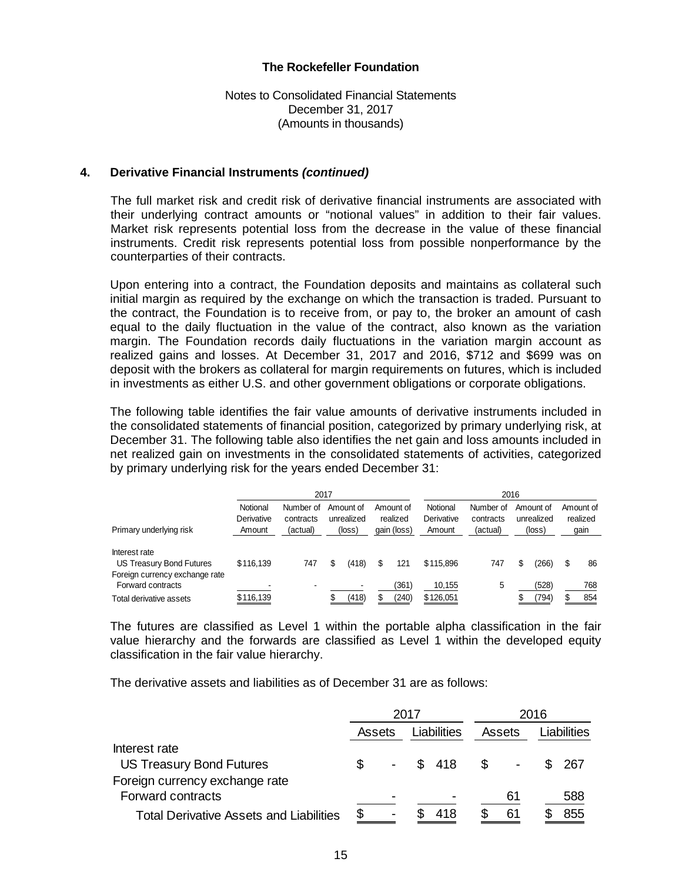**The Rockefeller Foundation**

Notes to Consolidated Financial Statements
December 31, 2017
(Amounts in thousands)

## 4. Derivative Financial Instruments *(continued)*

The full market risk and credit risk of derivative financial instruments are associated with their underlying contract amounts or "notional values" in addition to their fair values. Market risk represents potential loss from the decrease in the value of these financial instruments. Credit risk represents potential loss from possible nonperformance by the counterparties of their contracts.

Upon entering into a contract, the Foundation deposits and maintains as collateral such initial margin as required by the exchange on which the transaction is traded. Pursuant to the contract, the Foundation is to receive from, or pay to, the broker an amount of cash equal to the daily fluctuation in the value of the contract, also known as the variation margin. The Foundation records daily fluctuations in the variation margin account as realized gains and losses. At December 31, 2017 and 2016, $712 and $699 was on deposit with the brokers as collateral for margin requirements on futures, which is included in investments as either U.S. and other government obligations or corporate obligations.

The following table identifies the fair value amounts of derivative instruments included in the consolidated statements of financial position, categorized by primary underlying risk, at December 31. The following table also identifies the net gain and loss amounts included in net realized gain on investments in the consolidated statements of activities, categorized by primary underlying risk for the years ended December 31:

| | 2017 | | | | 2016 | | | |
|---|---|---|---|---|---|---|---|---|
| Primary underlying risk | Notional Derivative Amount | Number of contracts (actual) | Amount of unrealized (loss) | Amount of realized gain (loss) | Notional Derivative Amount | Number of contracts (actual) | Amount of unrealized (loss) | Amount of realized gain |
| Interest rate | | | | | | | | |
| US Treasury Bond Futures | $116,139 | 747 | $ (418) | $ 121 | $115,896 | 747 | $ (266) | $ 86 |
| Foreign currency exchange rate | | | | | | | | |
| Forward contracts | - | - | - | (361) | 10,155 | 5 | (528) | 768 |
| Total derivative assets | $116,139 | | $ (418) | $ (240) | $126,051 | | $ (794) | $ 854 |

The futures are classified as Level 1 within the portable alpha classification in the fair value hierarchy and the forwards are classified as Level 1 within the developed equity classification in the fair value hierarchy.

The derivative assets and liabilities as of December 31 are as follows:

| | 2017 | | 2016 | |
|---|---|---|---|---|
| | Assets | Liabilities | Assets | Liabilities |
| Interest rate | | | | |
| US Treasury Bond Futures | $ - | $ 418 | $ - | $ 267 |
| Foreign currency exchange rate | | | | |
| Forward contracts | - | - | 61 | 588 |
| Total Derivative Assets and Liabilities | $ - | $ 418 | $ 61 | $ 855 |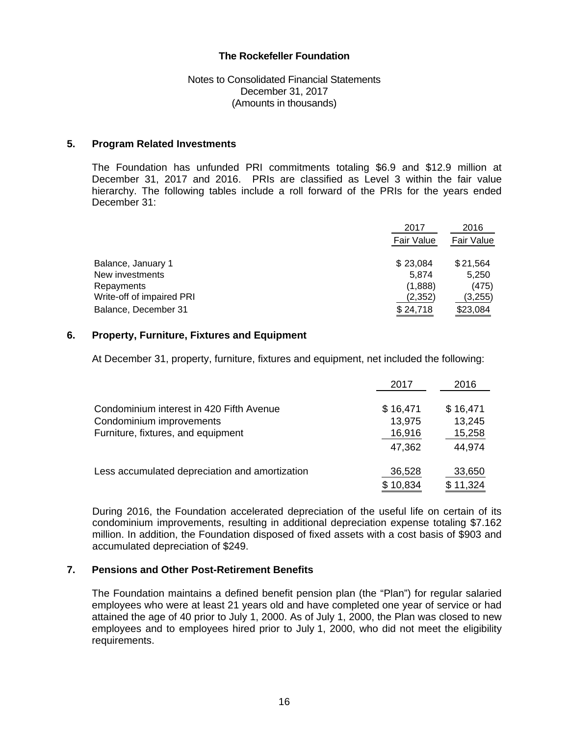**The Rockefeller Foundation**

Notes to Consolidated Financial Statements
December 31, 2017
(Amounts in thousands)

## 5. Program Related Investments

The Foundation has unfunded PRI commitments totaling $6.9 and $12.9 million at December 31, 2017 and 2016. PRIs are classified as Level 3 within the fair value hierarchy. The following tables include a roll forward of the PRIs for the years ended December 31:

| | 2017 | 2016 |
|---|---|---|
| | Fair Value | Fair Value |
| Balance, January 1 | $ 23,084 | $ 21,564 |
| New investments | 5,874 | 5,250 |
| Repayments | (1,888) | (475) |
| Write-off of impaired PRI | (2,352) | (3,255) |
| Balance, December 31 | $ 24,718 | $23,084 |

## 6. Property, Furniture, Fixtures and Equipment

At December 31, property, furniture, fixtures and equipment, net included the following:

| | 2017 | 2016 |
|---|---|---|
| Condominium interest in 420 Fifth Avenue | $ 16,471 | $ 16,471 |
| Condominium improvements | 13,975 | 13,245 |
| Furniture, fixtures, and equipment | 16,916 | 15,258 |
| | 47,362 | 44,974 |
| Less accumulated depreciation and amortization | 36,528 | 33,650 |
| | $ 10,834 | $ 11,324 |

During 2016, the Foundation accelerated depreciation of the useful life on certain of its condominium improvements, resulting in additional depreciation expense totaling $7.162 million. In addition, the Foundation disposed of fixed assets with a cost basis of $903 and accumulated depreciation of $249.

## 7. Pensions and Other Post-Retirement Benefits

The Foundation maintains a defined benefit pension plan (the "Plan") for regular salaried employees who were at least 21 years old and have completed one year of service or had attained the age of 40 prior to July 1, 2000. As of July 1, 2000, the Plan was closed to new employees and to employees hired prior to July 1, 2000, who did not meet the eligibility requirements.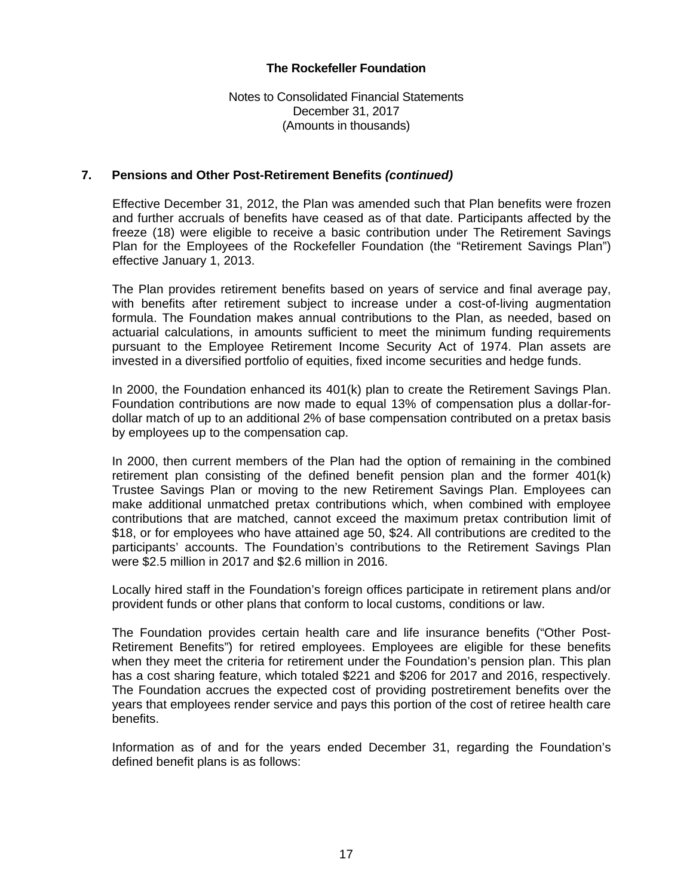## 7. Pensions and Other Post-Retirement Benefits *(continued)*

Effective December 31, 2012, the Plan was amended such that Plan benefits were frozen and further accruals of benefits have ceased as of that date. Participants affected by the freeze (18) were eligible to receive a basic contribution under The Retirement Savings Plan for the Employees of the Rockefeller Foundation (the "Retirement Savings Plan") effective January 1, 2013.

The Plan provides retirement benefits based on years of service and final average pay, with benefits after retirement subject to increase under a cost-of-living augmentation formula. The Foundation makes annual contributions to the Plan, as needed, based on actuarial calculations, in amounts sufficient to meet the minimum funding requirements pursuant to the Employee Retirement Income Security Act of 1974. Plan assets are invested in a diversified portfolio of equities, fixed income securities and hedge funds.

In 2000, the Foundation enhanced its 401(k) plan to create the Retirement Savings Plan. Foundation contributions are now made to equal 13% of compensation plus a dollar-for-dollar match of up to an additional 2% of base compensation contributed on a pretax basis by employees up to the compensation cap.

In 2000, then current members of the Plan had the option of remaining in the combined retirement plan consisting of the defined benefit pension plan and the former 401(k) Trustee Savings Plan or moving to the new Retirement Savings Plan. Employees can make additional unmatched pretax contributions which, when combined with employee contributions that are matched, cannot exceed the maximum pretax contribution limit of $18, or for employees who have attained age 50, $24. All contributions are credited to the participants' accounts. The Foundation's contributions to the Retirement Savings Plan were $2.5 million in 2017 and $2.6 million in 2016.

Locally hired staff in the Foundation's foreign offices participate in retirement plans and/or provident funds or other plans that conform to local customs, conditions or law.

The Foundation provides certain health care and life insurance benefits ("Other Post-Retirement Benefits") for retired employees. Employees are eligible for these benefits when they meet the criteria for retirement under the Foundation's pension plan. This plan has a cost sharing feature, which totaled $221 and $206 for 2017 and 2016, respectively. The Foundation accrues the expected cost of providing postretirement benefits over the years that employees render service and pays this portion of the cost of retiree health care benefits.

Information as of and for the years ended December 31, regarding the Foundation's defined benefit plans is as follows: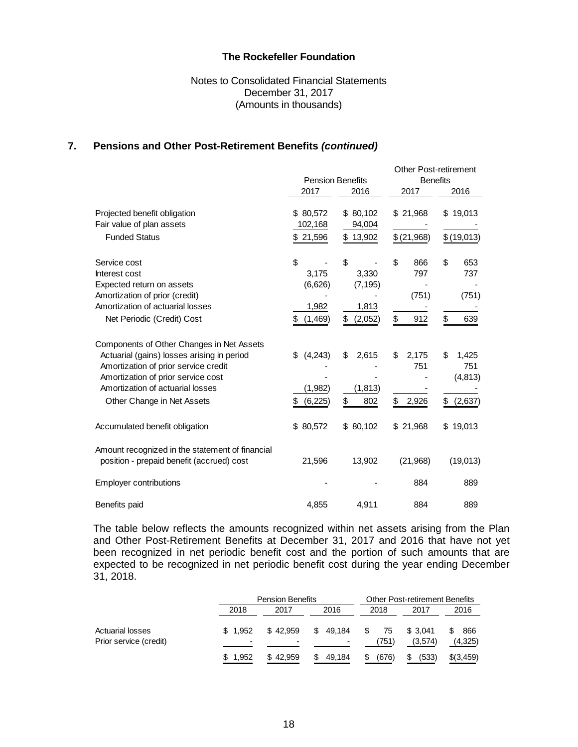**The Rockefeller Foundation**

Notes to Consolidated Financial Statements
December 31, 2017
(Amounts in thousands)

## 7. Pensions and Other Post-Retirement Benefits *(continued)*

| | Pension Benefits | | Other Post-retirement Benefits | |
|---|---|---|---|---|
| | 2017 | 2016 | 2017 | 2016 |
| Projected benefit obligation | $ 80,572 | $ 80,102 | $ 21,968 | $ 19,013 |
| Fair value of plan assets | 102,168 | 94,004 | - | - |
| Funded Status | $ 21,596 | $ 13,902 | $ (21,968) | $ (19,013) |
| Service cost | $ - | $ - | $ 866 | $ 653 |
| Interest cost | 3,175 | 3,330 | 797 | 737 |
| Expected return on assets | (6,626) | (7,195) | - | - |
| Amortization of prior (credit) | - | - | (751) | (751) |
| Amortization of actuarial losses | 1,982 | 1,813 | - | - |
| Net Periodic (Credit) Cost | $ (1,469) | $ (2,052) | $ 912 | $ 639 |
| Components of Other Changes in Net Assets | | | | |
| Actuarial (gains) losses arising in period | $ (4,243) | $ 2,615 | $ 2,175 | $ 1,425 |
| Amortization of prior service credit | - | - | 751 | 751 |
| Amortization of prior service cost | - | - | - | (4,813) |
| Amortization of actuarial losses | (1,982) | (1,813) | - | - |
| Other Change in Net Assets | $ (6,225) | $ 802 | $ 2,926 | $ (2,637) |
| Accumulated benefit obligation | $ 80,572 | $ 80,102 | $ 21,968 | $ 19,013 |
| Amount recognized in the statement of financial position - prepaid benefit (accrued) cost | 21,596 | 13,902 | (21,968) | (19,013) |
| Employer contributions | - | - | 884 | 889 |
| Benefits paid | 4,855 | 4,911 | 884 | 889 |

The table below reflects the amounts recognized within net assets arising from the Plan and Other Post-Retirement Benefits at December 31, 2017 and 2016 that have not yet been recognized in net periodic benefit cost and the portion of such amounts that are expected to be recognized in net periodic benefit cost during the year ending December 31, 2018.

| | Pension Benefits | | | Other Post-retirement Benefits | | |
|---|---|---|---|---|---|---|
| | 2018 | 2017 | 2016 | 2018 | 2017 | 2016 |
| Actuarial losses | $ 1,952 | $ 42,959 | $ 49,184 | $ 75 | $ 3,041 | $ 866 |
| Prior service (credit) | - | - | - | (751) | (3,574) | (4,325) |
| | $ 1,952 | $ 42,959 | $ 49,184 | $ (676) | $ (533) | $(3,459) |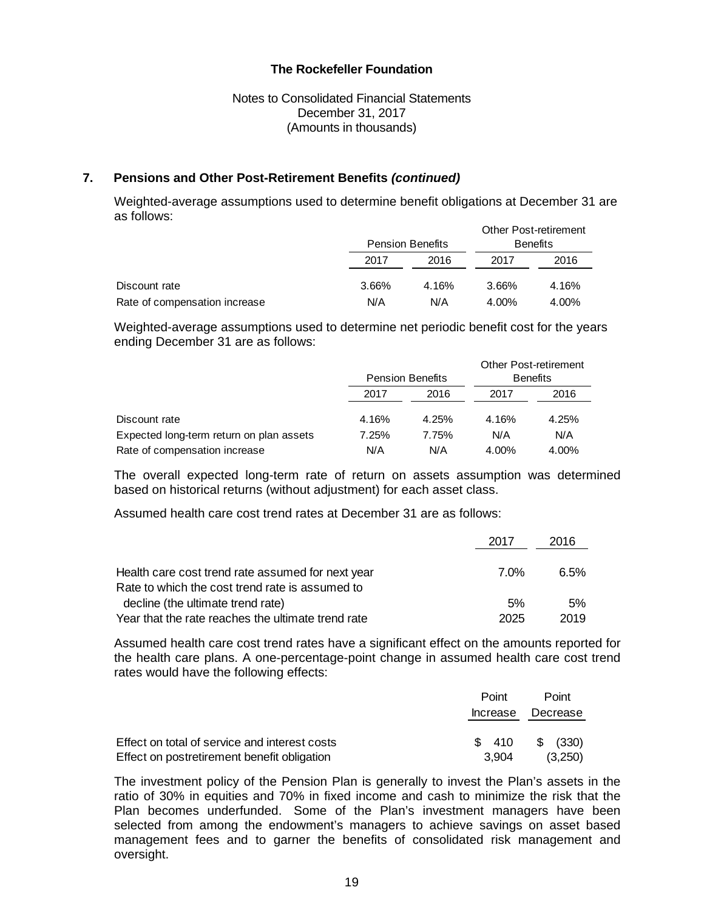**The Rockefeller Foundation**

Notes to Consolidated Financial Statements
December 31, 2017
(Amounts in thousands)

## 7. Pensions and Other Post-Retirement Benefits *(continued)*

Weighted-average assumptions used to determine benefit obligations at December 31 are as follows:

| | Pension Benefits | | Other Post-retirement Benefits | |
|---|---|---|---|---|
| | 2017 | 2016 | 2017 | 2016 |
| Discount rate | 3.66% | 4.16% | 3.66% | 4.16% |
| Rate of compensation increase | N/A | N/A | 4.00% | 4.00% |

Weighted-average assumptions used to determine net periodic benefit cost for the years ending December 31 are as follows:

| | Pension Benefits | | Other Post-retirement Benefits | |
|---|---|---|---|---|
| | 2017 | 2016 | 2017 | 2016 |
| Discount rate | 4.16% | 4.25% | 4.16% | 4.25% |
| Expected long-term return on plan assets | 7.25% | 7.75% | N/A | N/A |
| Rate of compensation increase | N/A | N/A | 4.00% | 4.00% |

The overall expected long-term rate of return on assets assumption was determined based on historical returns (without adjustment) for each asset class.

Assumed health care cost trend rates at December 31 are as follows:

| | 2017 | 2016 |
|---|---|---|
| Health care cost trend rate assumed for next year | 7.0% | 6.5% |
| Rate to which the cost trend rate is assumed to decline (the ultimate trend rate) | 5% | 5% |
| Year that the rate reaches the ultimate trend rate | 2025 | 2019 |

Assumed health care cost trend rates have a significant effect on the amounts reported for the health care plans. A one-percentage-point change in assumed health care cost trend rates would have the following effects:

| | Point Increase | Point Decrease |
|---|---|---|
| Effect on total of service and interest costs | $ 410 | $ (330) |
| Effect on postretirement benefit obligation | 3,904 | (3,250) |

The investment policy of the Pension Plan is generally to invest the Plan's assets in the ratio of 30% in equities and 70% in fixed income and cash to minimize the risk that the Plan becomes underfunded. Some of the Plan's investment managers have been selected from among the endowment's managers to achieve savings on asset based management fees and to garner the benefits of consolidated risk management and oversight.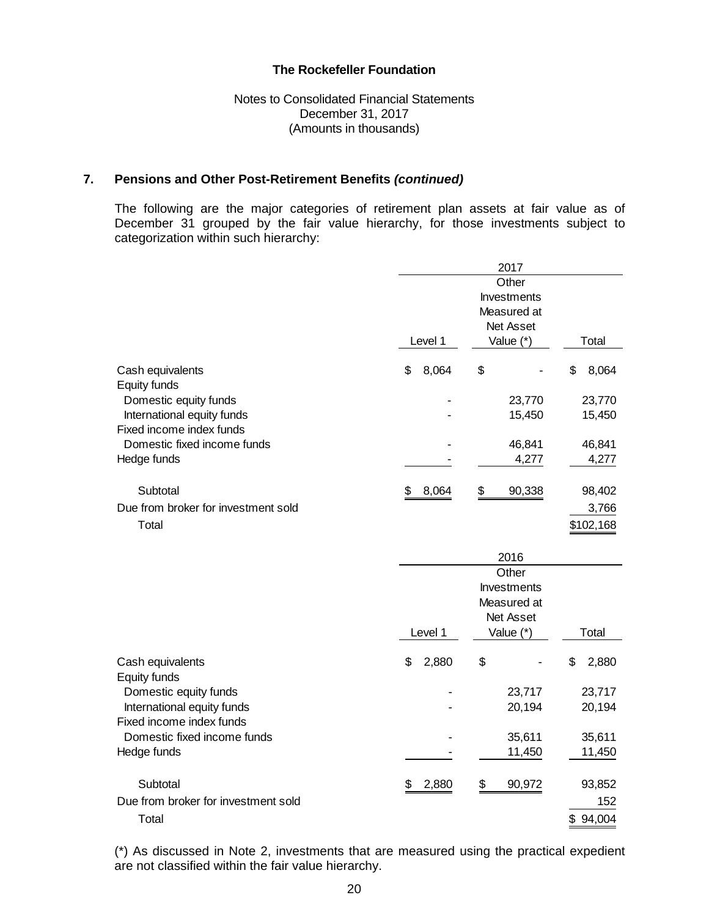**The Rockefeller Foundation**

Notes to Consolidated Financial Statements
December 31, 2017
(Amounts in thousands)

## 7. Pensions and Other Post-Retirement Benefits *(continued)*

The following are the major categories of retirement plan assets at fair value as of December 31 grouped by the fair value hierarchy, for those investments subject to categorization within such hierarchy:

| | 2017 | | |
|---|---|---|---|
| | Level 1 | Other Investments Measured at Net Asset Value (*) | Total |
| Cash equivalents | $ 8,064 | $ - | $ 8,064 |
| Equity funds | | | |
| Domestic equity funds | - | 23,770 | 23,770 |
| International equity funds | - | 15,450 | 15,450 |
| Fixed income index funds | | | |
| Domestic fixed income funds | - | 46,841 | 46,841 |
| Hedge funds | - | 4,277 | 4,277 |
| Subtotal | $ 8,064 | $ 90,338 | 98,402 |
| Due from broker for investment sold | | | 3,766 |
| Total | | | $102,168 |

| | 2016 | | |
|---|---|---|---|
| | Level 1 | Other Investments Measured at Net Asset Value (*) | Total |
| Cash equivalents | $ 2,880 | $ - | $ 2,880 |
| Equity funds | | | |
| Domestic equity funds | - | 23,717 | 23,717 |
| International equity funds | - | 20,194 | 20,194 |
| Fixed income index funds | | | |
| Domestic fixed income funds | - | 35,611 | 35,611 |
| Hedge funds | - | 11,450 | 11,450 |
| Subtotal | $ 2,880 | $ 90,972 | 93,852 |
| Due from broker for investment sold | | | 152 |
| Total | | | $ 94,004 |

(*) As discussed in Note 2, investments that are measured using the practical expedient are not classified within the fair value hierarchy.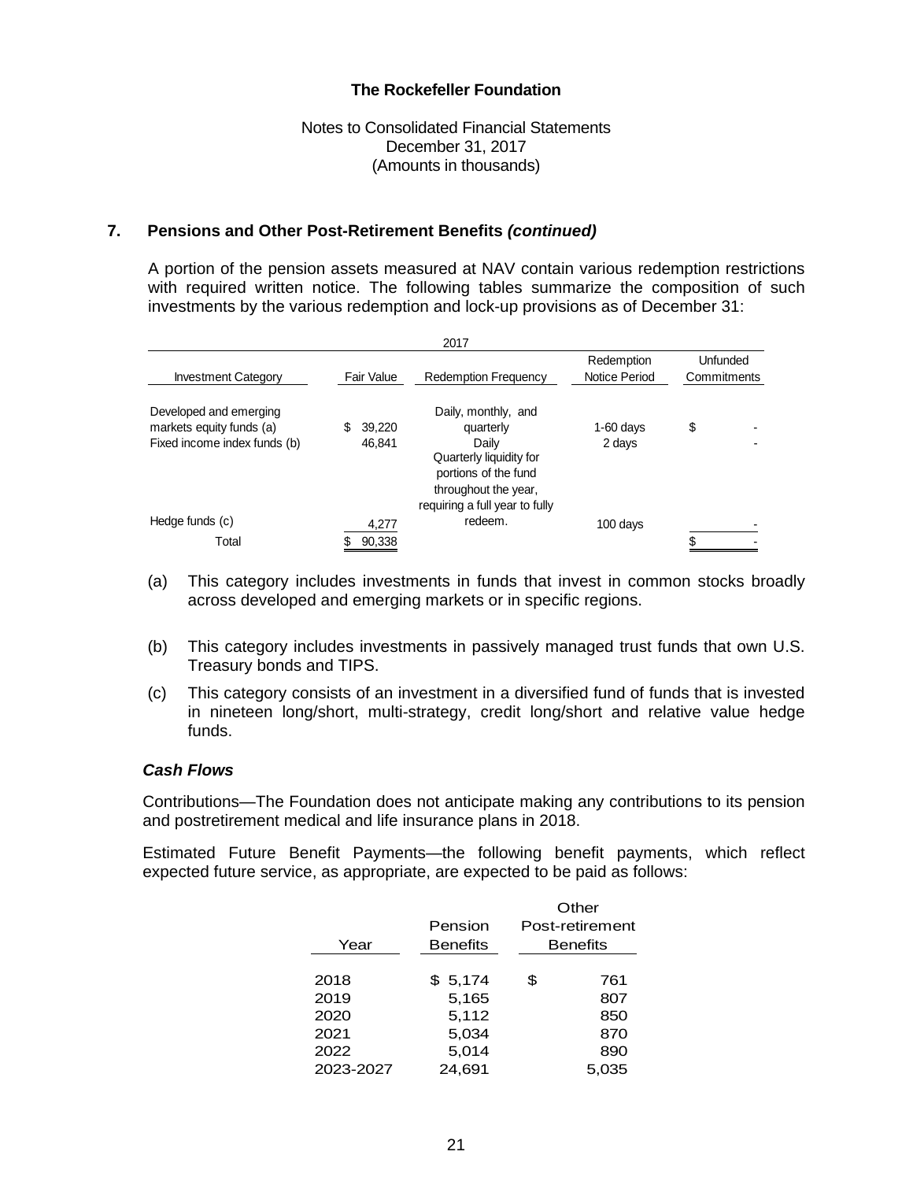## 7. Pensions and Other Post-Retirement Benefits *(continued)*

A portion of the pension assets measured at NAV contain various redemption restrictions with required written notice. The following tables summarize the composition of such investments by the various redemption and lock-up provisions as of December 31:

| 2017 | | | | |
|---|---|---|---|---|
| Investment Category | Fair Value | Redemption Frequency | Redemption Notice Period | Unfunded Commitments |
| Developed and emerging markets equity funds (a) | $ 39,220 | Daily, monthly, and quarterly | 1-60 days | $ - |
| Fixed income index funds (b) | 46,841 | Daily | 2 days | - |
| Hedge funds (c) | 4,277 | Quarterly liquidity for portions of the fund throughout the year, requiring a full year to fully redeem. | 100 days | - |
| Total | $ 90,338 | | | $ - |

(a) This category includes investments in funds that invest in common stocks broadly across developed and emerging markets or in specific regions.

(b) This category includes investments in passively managed trust funds that own U.S. Treasury bonds and TIPS.

(c) This category consists of an investment in a diversified fund of funds that is invested in nineteen long/short, multi-strategy, credit long/short and relative value hedge funds.

### *Cash Flows*

Contributions—The Foundation does not anticipate making any contributions to its pension and postretirement medical and life insurance plans in 2018.

Estimated Future Benefit Payments—the following benefit payments, which reflect expected future service, as appropriate, are expected to be paid as follows:

| Year | Pension Benefits | Other Post-retirement Benefits |
|---|---|---|
| 2018 | $ 5,174 | $ 761 |
| 2019 | 5,165 | 807 |
| 2020 | 5,112 | 850 |
| 2021 | 5,034 | 870 |
| 2022 | 5,014 | 890 |
| 2023-2027 | 24,691 | 5,035 |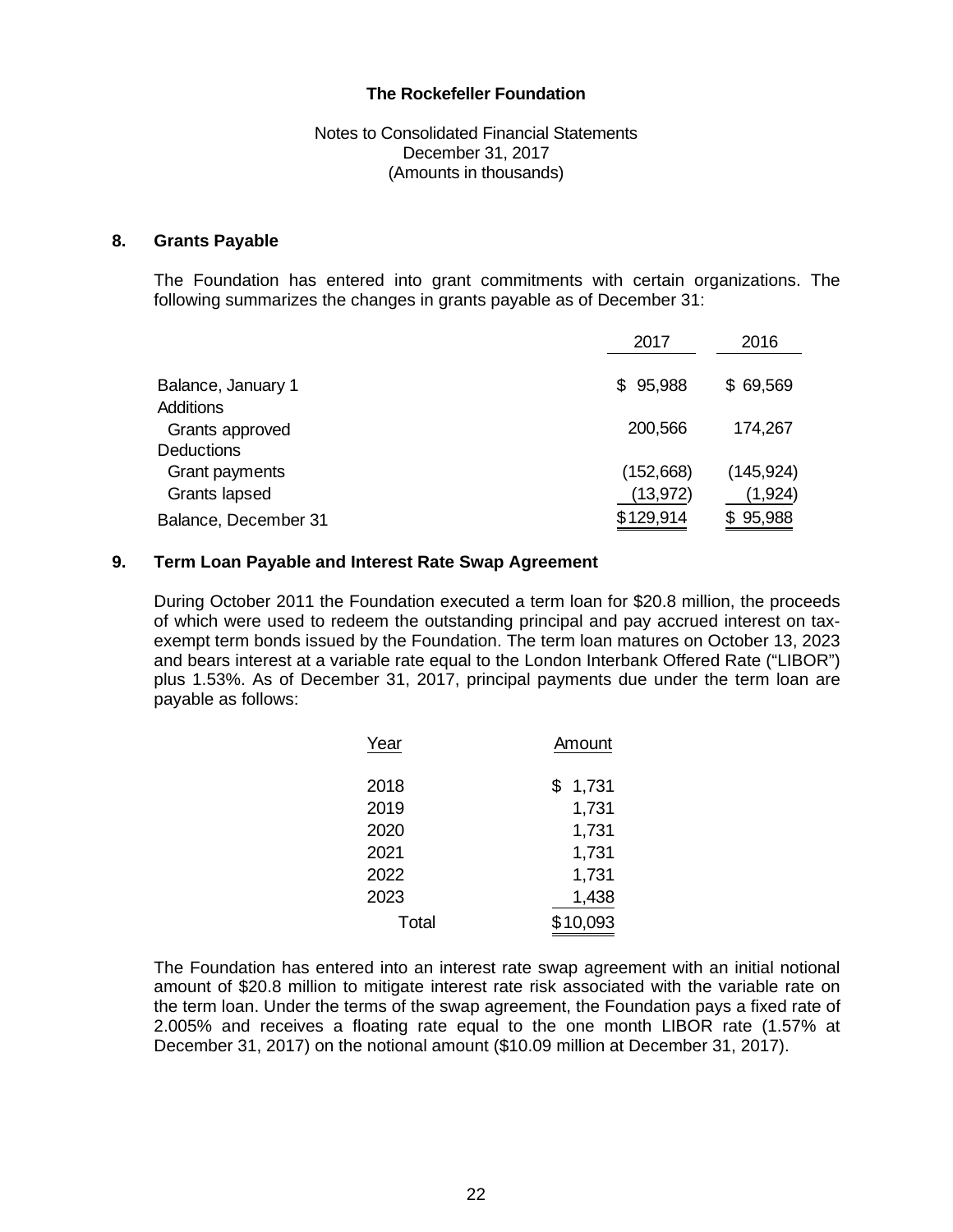**The Rockefeller Foundation**

Notes to Consolidated Financial Statements
December 31, 2017
(Amounts in thousands)

## 8. Grants Payable

The Foundation has entered into grant commitments with certain organizations. The following summarizes the changes in grants payable as of December 31:

| | 2017 | 2016 |
|---|---|---|
| Balance, January 1 | $ 95,988 | $ 69,569 |
| Additions | | |
| Grants approved | 200,566 | 174,267 |
| Deductions | | |
| Grant payments | (152,668) | (145,924) |
| Grants lapsed | (13,972) | (1,924) |
| Balance, December 31 | $129,914 | $ 95,988 |

## 9. Term Loan Payable and Interest Rate Swap Agreement

During October 2011 the Foundation executed a term loan for $20.8 million, the proceeds of which were used to redeem the outstanding principal and pay accrued interest on tax-exempt term bonds issued by the Foundation. The term loan matures on October 13, 2023 and bears interest at a variable rate equal to the London Interbank Offered Rate ("LIBOR") plus 1.53%. As of December 31, 2017, principal payments due under the term loan are payable as follows:

| Year | Amount |
|---|---|
| 2018 | $ 1,731 |
| 2019 | 1,731 |
| 2020 | 1,731 |
| 2021 | 1,731 |
| 2022 | 1,731 |
| 2023 | 1,438 |
| Total | $10,093 |

The Foundation has entered into an interest rate swap agreement with an initial notional amount of $20.8 million to mitigate interest rate risk associated with the variable rate on the term loan. Under the terms of the swap agreement, the Foundation pays a fixed rate of 2.005% and receives a floating rate equal to the one month LIBOR rate (1.57% at December 31, 2017) on the notional amount ($10.09 million at December 31, 2017).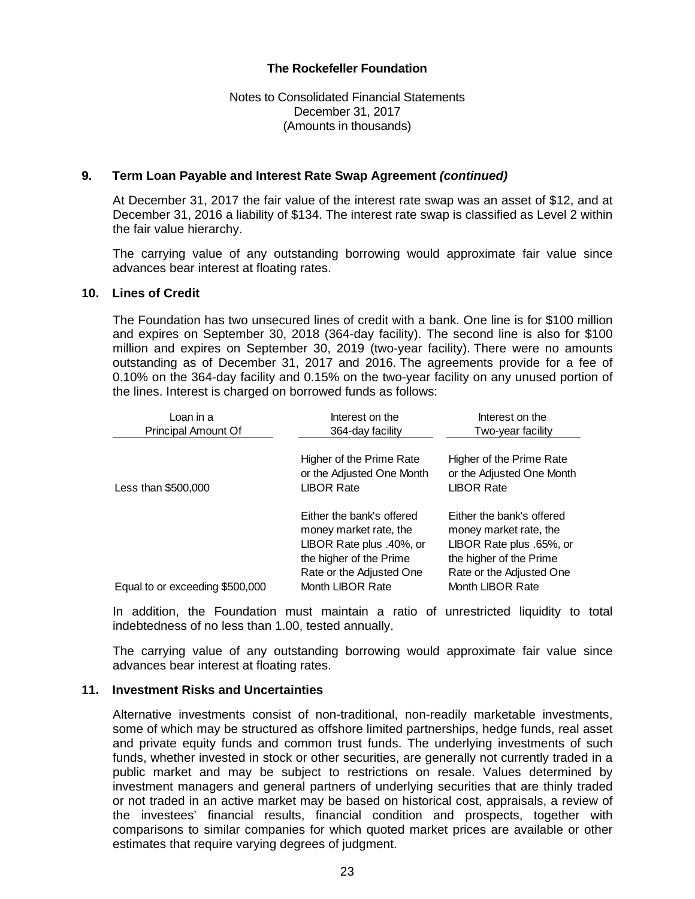**The Rockefeller Foundation**

Notes to Consolidated Financial Statements
December 31, 2017
(Amounts in thousands)

## 9. Term Loan Payable and Interest Rate Swap Agreement *(continued)*

At December 31, 2017 the fair value of the interest rate swap was an asset of $12, and at December 31, 2016 a liability of $134. The interest rate swap is classified as Level 2 within the fair value hierarchy.

The carrying value of any outstanding borrowing would approximate fair value since advances bear interest at floating rates.

## 10. Lines of Credit

The Foundation has two unsecured lines of credit with a bank. One line is for $100 million and expires on September 30, 2018 (364-day facility). The second line is also for $100 million and expires on September 30, 2019 (two-year facility). There were no amounts outstanding as of December 31, 2017 and 2016. The agreements provide for a fee of 0.10% on the 364-day facility and 0.15% on the two-year facility on any unused portion of the lines. Interest is charged on borrowed funds as follows:

| Loan in a Principal Amount Of | Interest on the 364-day facility | Interest on the Two-year facility |
|---|---|---|
| Less than $500,000 | Higher of the Prime Rate or the Adjusted One Month LIBOR Rate | Higher of the Prime Rate or the Adjusted One Month LIBOR Rate |
| Equal to or exceeding $500,000 | Either the bank's offered money market rate, the LIBOR Rate plus .40%, or the higher of the Prime Rate or the Adjusted One Month LIBOR Rate | Either the bank's offered money market rate, the LIBOR Rate plus .65%, or the higher of the Prime Rate or the Adjusted One Month LIBOR Rate |

In addition, the Foundation must maintain a ratio of unrestricted liquidity to total indebtedness of no less than 1.00, tested annually.

The carrying value of any outstanding borrowing would approximate fair value since advances bear interest at floating rates.

## 11. Investment Risks and Uncertainties

Alternative investments consist of non-traditional, non-readily marketable investments, some of which may be structured as offshore limited partnerships, hedge funds, real asset and private equity funds and common trust funds. The underlying investments of such funds, whether invested in stock or other securities, are generally not currently traded in a public market and may be subject to restrictions on resale. Values determined by investment managers and general partners of underlying securities that are thinly traded or not traded in an active market may be based on historical cost, appraisals, a review of the investees' financial results, financial condition and prospects, together with comparisons to similar companies for which quoted market prices are available or other estimates that require varying degrees of judgment.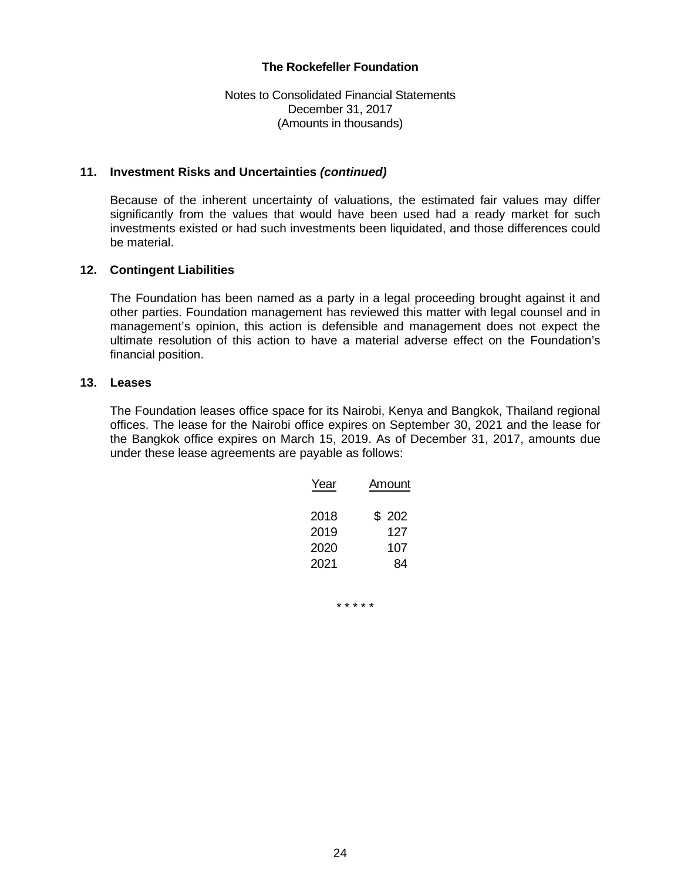**The Rockefeller Foundation**

Notes to Consolidated Financial Statements
December 31, 2017
(Amounts in thousands)

## 11. Investment Risks and Uncertainties *(continued)*

Because of the inherent uncertainty of valuations, the estimated fair values may differ significantly from the values that would have been used had a ready market for such investments existed or had such investments been liquidated, and those differences could be material.

## 12. Contingent Liabilities

The Foundation has been named as a party in a legal proceeding brought against it and other parties. Foundation management has reviewed this matter with legal counsel and in management's opinion, this action is defensible and management does not expect the ultimate resolution of this action to have a material adverse effect on the Foundation's financial position.

## 13. Leases

The Foundation leases office space for its Nairobi, Kenya and Bangkok, Thailand regional offices. The lease for the Nairobi office expires on September 30, 2021 and the lease for the Bangkok office expires on March 15, 2019. As of December 31, 2017, amounts due under these lease agreements are payable as follows:

| Year | Amount |
|---|---|
| 2018 | $ 202 |
| 2019 | 127 |
| 2020 | 107 |
| 2021 | 84 |

* * * * *